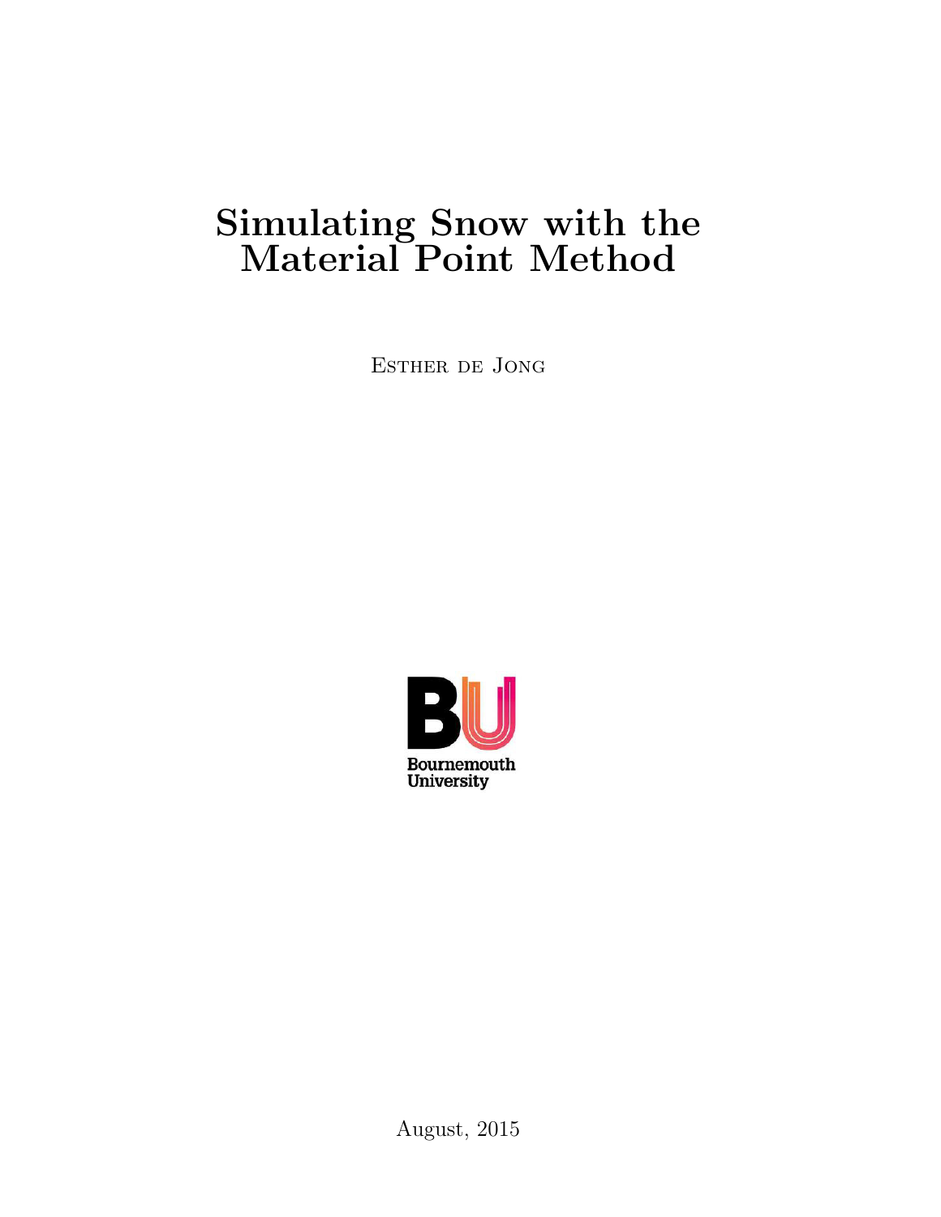# Simulating Snow with the Material Point Method

Esther de Jong

Bournemouth University

August, 2015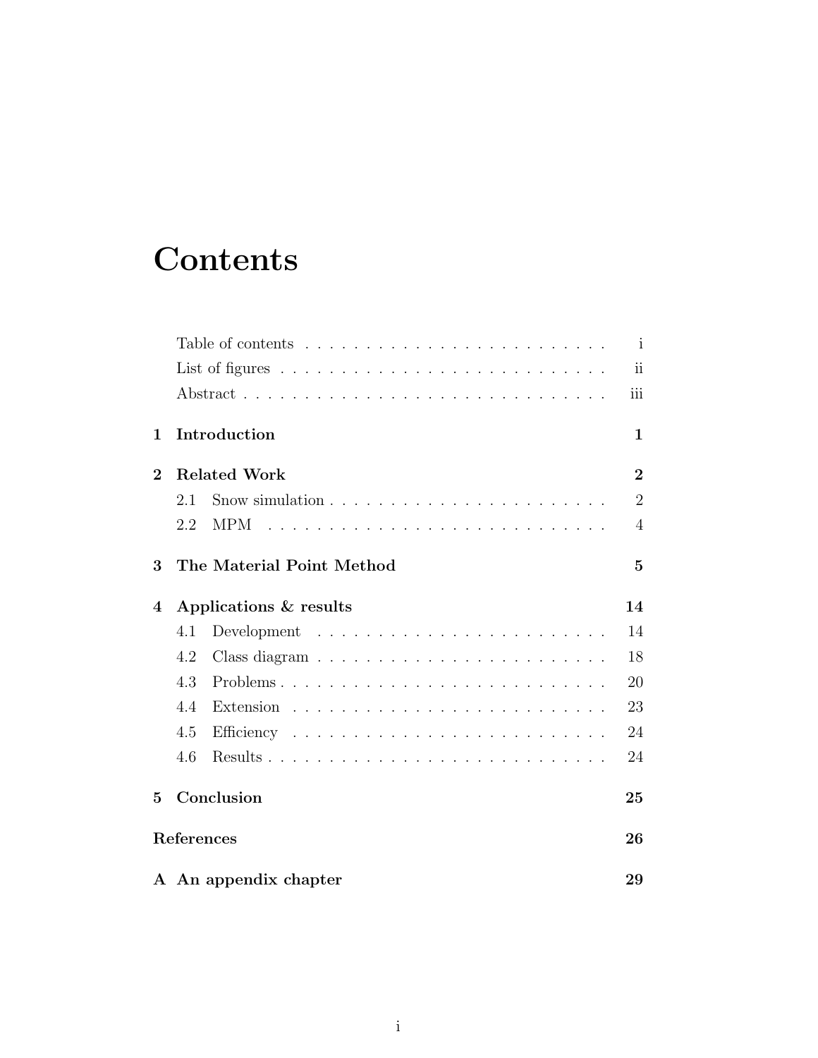# Contents

| | | |
|---|---|---|
| | Table of contents | i |
| | List of figures | ii |
| | Abstract | iii |
| **1** | **Introduction** | **1** |
| **2** | **Related Work** | **2** |
| 2.1 | Snow simulation | 2 |
| 2.2 | MPM | 4 |
| **3** | **The Material Point Method** | **5** |
| **4** | **Applications & results** | **14** |
| 4.1 | Development | 14 |
| 4.2 | Class diagram | 18 |
| 4.3 | Problems | 20 |
| 4.4 | Extension | 23 |
| 4.5 | Efficiency | 24 |
| 4.6 | Results | 24 |
| **5** | **Conclusion** | **25** |
| | **References** | **26** |
| **A** | **An appendix chapter** | **29** |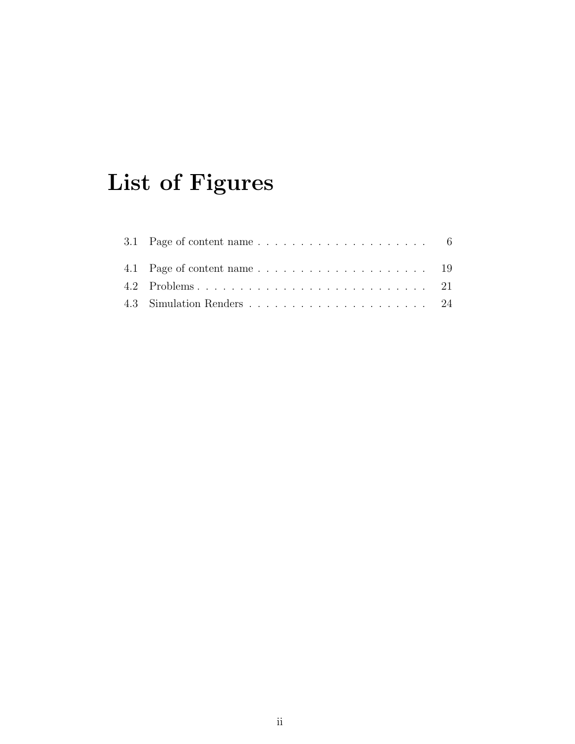# List of Figures

3.1 Page of content name . . . . . . . . . . . . . . . . . . . . . 6

4.1 Page of content name . . . . . . . . . . . . . . . . . . . . . 19
4.2 Problems . . . . . . . . . . . . . . . . . . . . . . . . . . . . 21
4.3 Simulation Renders . . . . . . . . . . . . . . . . . . . . . . 24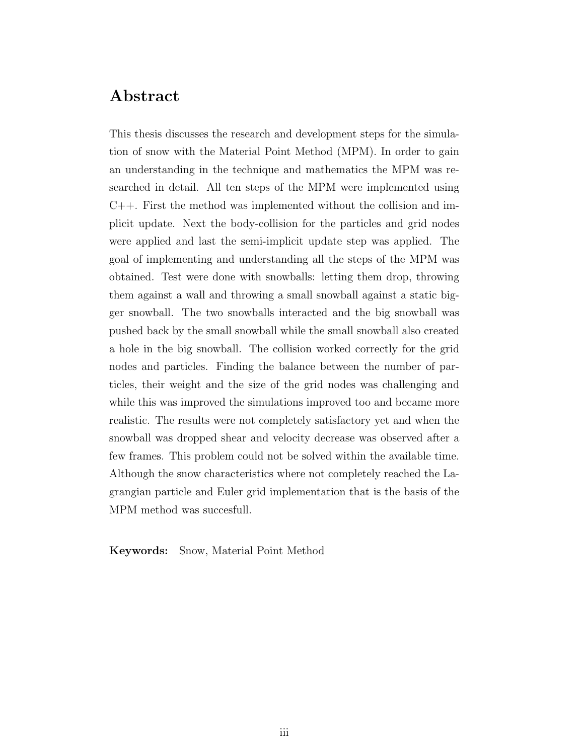## Abstract

This thesis discusses the research and development steps for the simulation of snow with the Material Point Method (MPM). In order to gain an understanding in the technique and mathematics the MPM was researched in detail. All ten steps of the MPM were implemented using C++. First the method was implemented without the collision and implicit update. Next the body-collision for the particles and grid nodes were applied and last the semi-implicit update step was applied. The goal of implementing and understanding all the steps of the MPM was obtained. Test were done with snowballs: letting them drop, throwing them against a wall and throwing a small snowball against a static bigger snowball. The two snowballs interacted and the big snowball was pushed back by the small snowball while the small snowball also created a hole in the big snowball. The collision worked correctly for the grid nodes and particles. Finding the balance between the number of particles, their weight and the size of the grid nodes was challenging and while this was improved the simulations improved too and became more realistic. The results were not completely satisfactory yet and when the snowball was dropped shear and velocity decrease was observed after a few frames. This problem could not be solved within the available time. Although the snow characteristics where not completely reached the Lagrangian particle and Euler grid implementation that is the basis of the MPM method was succesfull.

**Keywords:** Snow, Material Point Method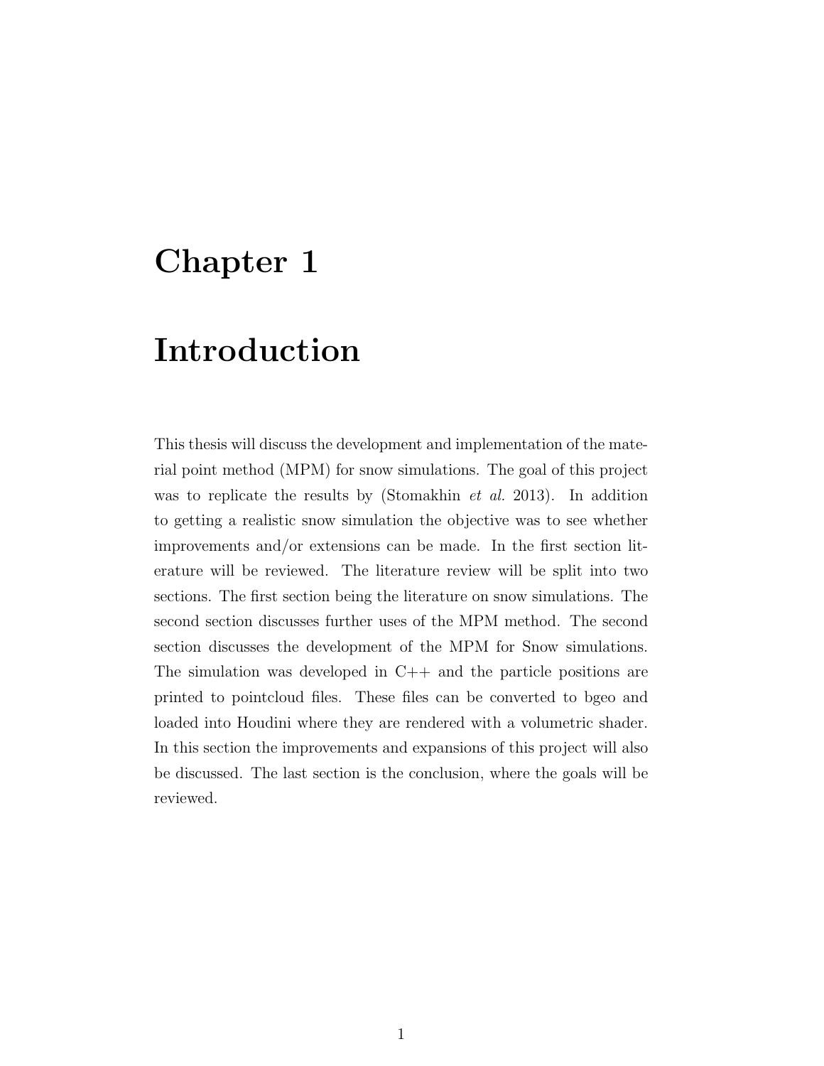# Chapter 1

# Introduction

This thesis will discuss the development and implementation of the material point method (MPM) for snow simulations. The goal of this project was to replicate the results by (Stomakhin *et al.* 2013). In addition to getting a realistic snow simulation the objective was to see whether improvements and/or extensions can be made. In the first section literature will be reviewed. The literature review will be split into two sections. The first section being the literature on snow simulations. The second section discusses further uses of the MPM method. The second section discusses the development of the MPM for Snow simulations. The simulation was developed in C++ and the particle positions are printed to pointcloud files. These files can be converted to bgeo and loaded into Houdini where they are rendered with a volumetric shader. In this section the improvements and expansions of this project will also be discussed. The last section is the conclusion, where the goals will be reviewed.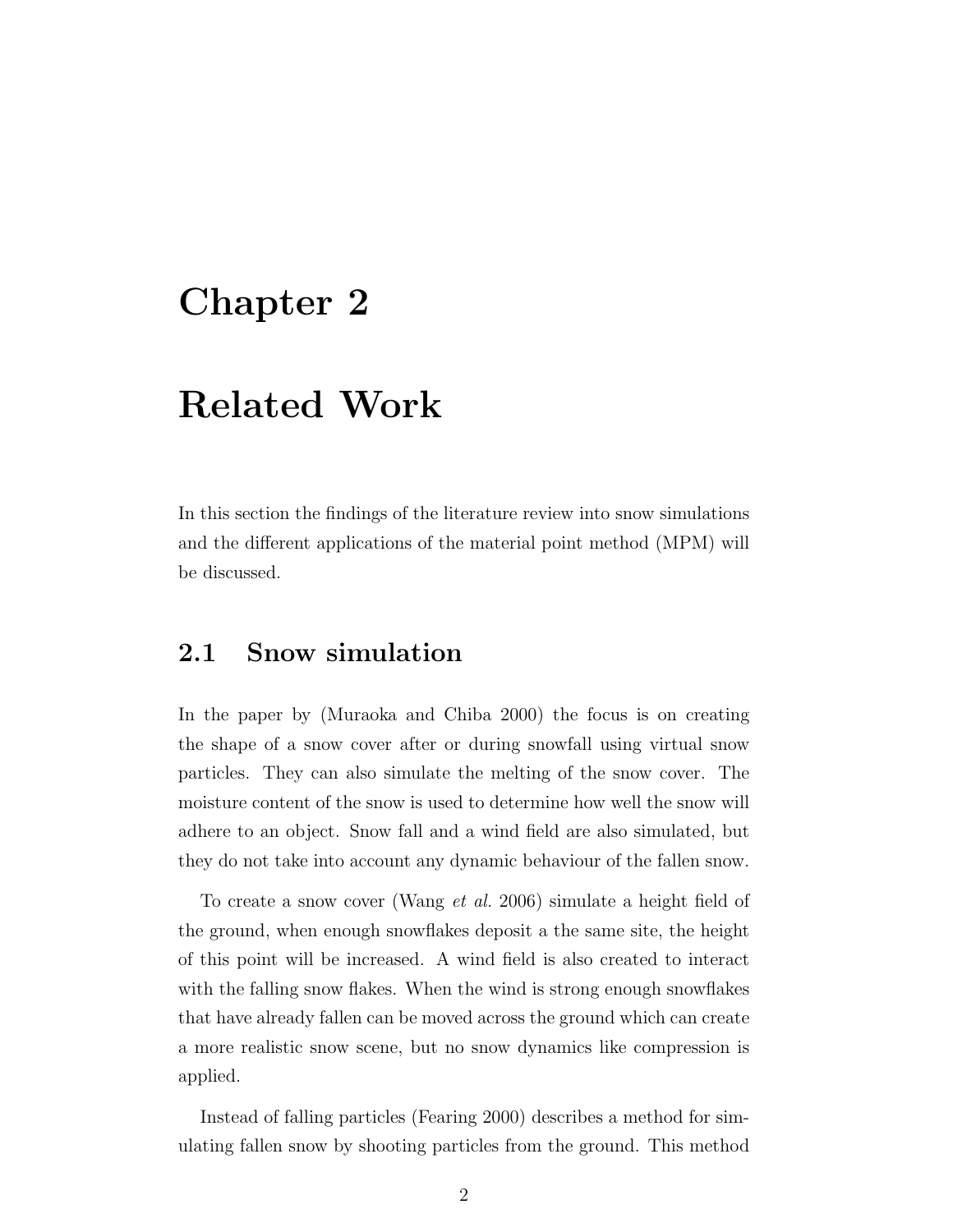# Chapter 2

# Related Work

In this section the findings of the literature review into snow simulations and the different applications of the material point method (MPM) will be discussed.

## 2.1 Snow simulation

In the paper by (Muraoka and Chiba 2000) the focus is on creating the shape of a snow cover after or during snowfall using virtual snow particles. They can also simulate the melting of the snow cover. The moisture content of the snow is used to determine how well the snow will adhere to an object. Snow fall and a wind field are also simulated, but they do not take into account any dynamic behaviour of the fallen snow.

To create a snow cover (Wang *et al.* 2006) simulate a height field of the ground, when enough snowflakes deposit a the same site, the height of this point will be increased. A wind field is also created to interact with the falling snow flakes. When the wind is strong enough snowflakes that have already fallen can be moved across the ground which can create a more realistic snow scene, but no snow dynamics like compression is applied.

Instead of falling particles (Fearing 2000) describes a method for simulating fallen snow by shooting particles from the ground. This method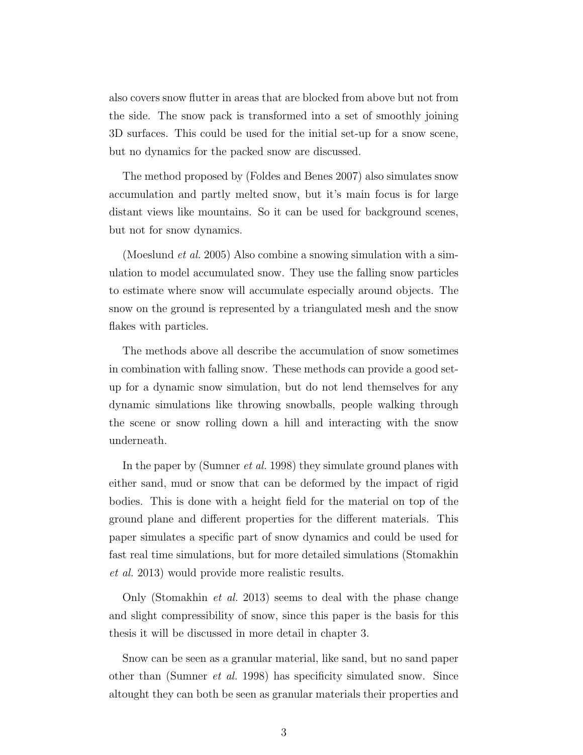also covers snow flutter in areas that are blocked from above but not from the side. The snow pack is transformed into a set of smoothly joining 3D surfaces. This could be used for the initial set-up for a snow scene, but no dynamics for the packed snow are discussed.

The method proposed by (Foldes and Benes 2007) also simulates snow accumulation and partly melted snow, but it's main focus is for large distant views like mountains. So it can be used for background scenes, but not for snow dynamics.

(Moeslund *et al.* 2005) Also combine a snowing simulation with a simulation to model accumulated snow. They use the falling snow particles to estimate where snow will accumulate especially around objects. The snow on the ground is represented by a triangulated mesh and the snow flakes with particles.

The methods above all describe the accumulation of snow sometimes in combination with falling snow. These methods can provide a good set-up for a dynamic snow simulation, but do not lend themselves for any dynamic simulations like throwing snowballs, people walking through the scene or snow rolling down a hill and interacting with the snow underneath.

In the paper by (Sumner *et al.* 1998) they simulate ground planes with either sand, mud or snow that can be deformed by the impact of rigid bodies. This is done with a height field for the material on top of the ground plane and different properties for the different materials. This paper simulates a specific part of snow dynamics and could be used for fast real time simulations, but for more detailed simulations (Stomakhin *et al.* 2013) would provide more realistic results.

Only (Stomakhin *et al.* 2013) seems to deal with the phase change and slight compressibility of snow, since this paper is the basis for this thesis it will be discussed in more detail in chapter 3.

Snow can be seen as a granular material, like sand, but no sand paper other than (Sumner *et al.* 1998) has specificity simulated snow. Since altought they can both be seen as granular materials their properties and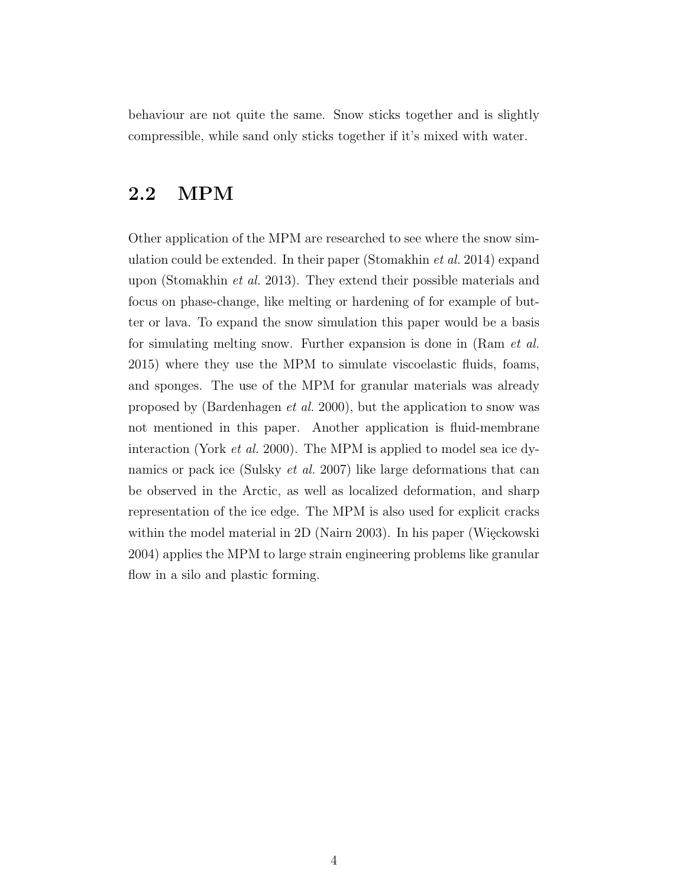behaviour are not quite the same. Snow sticks together and is slightly compressible, while sand only sticks together if it's mixed with water.

## 2.2 MPM

Other application of the MPM are researched to see where the snow simulation could be extended. In their paper (Stomakhin *et al.* 2014) expand upon (Stomakhin *et al.* 2013). They extend their possible materials and focus on phase-change, like melting or hardening of for example of butter or lava. To expand the snow simulation this paper would be a basis for simulating melting snow. Further expansion is done in (Ram *et al.* 2015) where they use the MPM to simulate viscoelastic fluids, foams, and sponges. The use of the MPM for granular materials was already proposed by (Bardenhagen *et al.* 2000), but the application to snow was not mentioned in this paper. Another application is fluid-membrane interaction (York *et al.* 2000). The MPM is applied to model sea ice dynamics or pack ice (Sulsky *et al.* 2007) like large deformations that can be observed in the Arctic, as well as localized deformation, and sharp representation of the ice edge. The MPM is also used for explicit cracks within the model material in 2D (Nairn 2003). In his paper (Więckowski 2004) applies the MPM to large strain engineering problems like granular flow in a silo and plastic forming.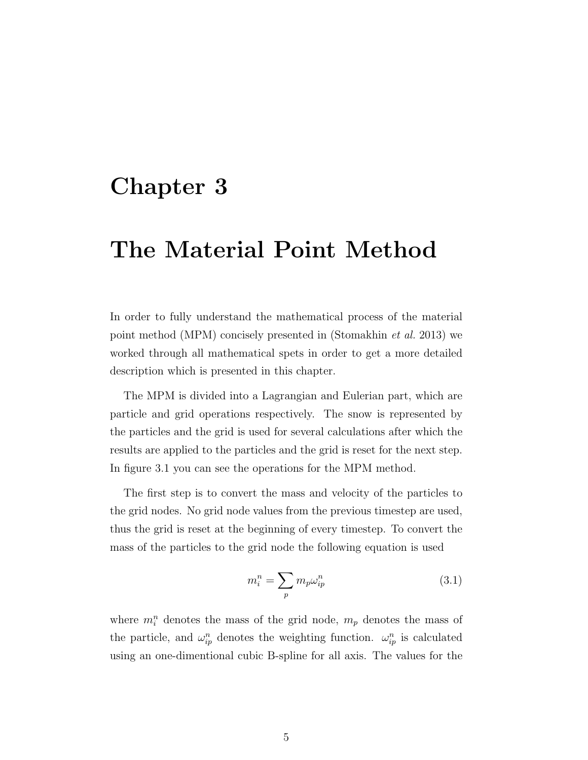# Chapter 3

# The Material Point Method

In order to fully understand the mathematical process of the material point method (MPM) concisely presented in (Stomakhin *et al.* 2013) we worked through all mathematical spets in order to get a more detailed description which is presented in this chapter.

The MPM is divided into a Lagrangian and Eulerian part, which are particle and grid operations respectively. The snow is represented by the particles and the grid is used for several calculations after which the results are applied to the particles and the grid is reset for the next step. In figure 3.1 you can see the operations for the MPM method.

The first step is to convert the mass and velocity of the particles to the grid nodes. No grid node values from the previous timestep are used, thus the grid is reset at the beginning of every timestep. To convert the mass of the particles to the grid node the following equation is used

$$m_i^n = \sum_p m_p \omega_{ip}^n \tag{3.1}$$

where $m_i^n$ denotes the mass of the grid node, $m_p$ denotes the mass of the particle, and $\omega_{ip}^n$ denotes the weighting function. $\omega_{ip}^n$ is calculated using an one-dimentional cubic B-spline for all axis. The values for the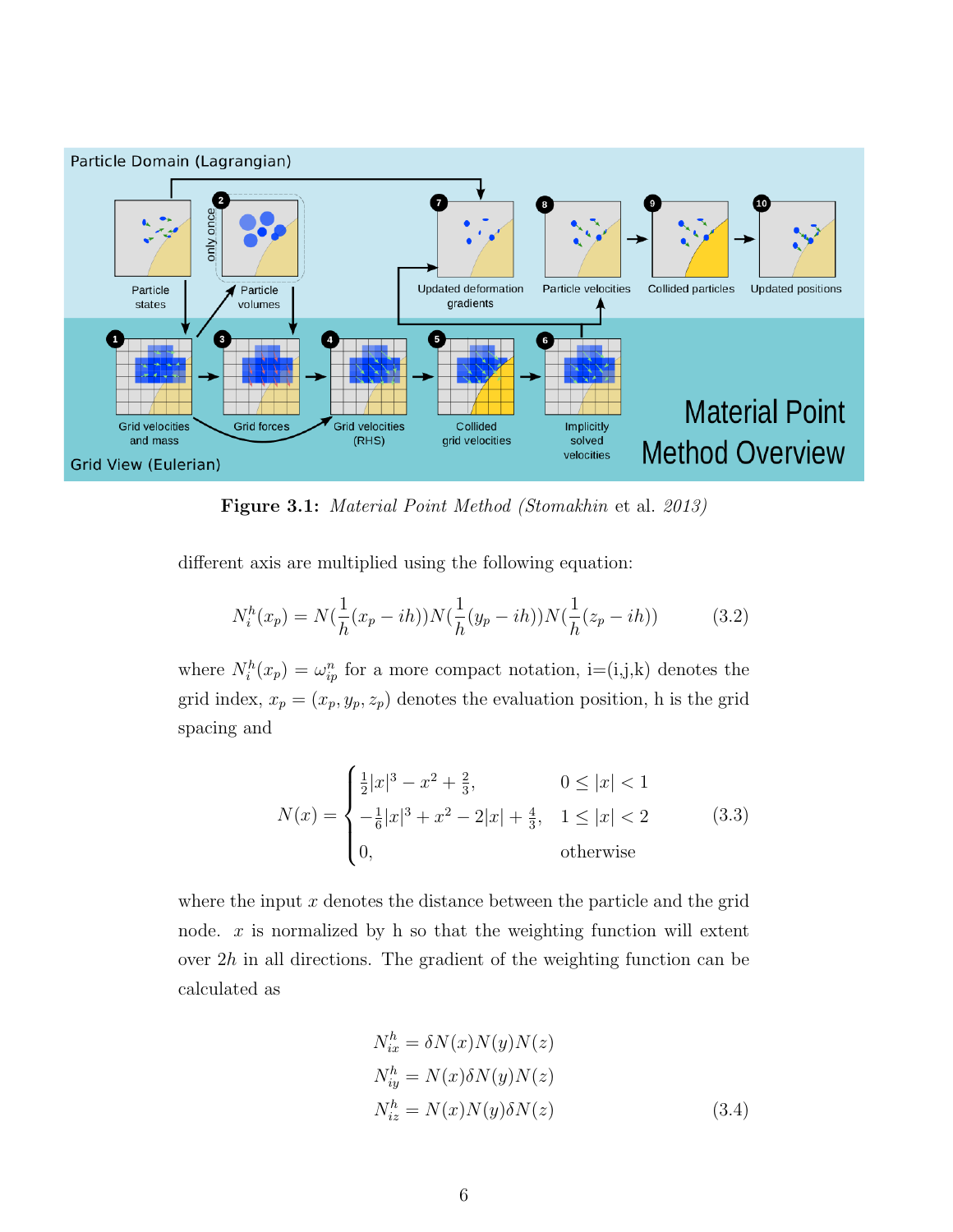**Figure 3.1:** *Material Point Method (Stomakhin* et al. *2013)*

different axis are multiplied using the following equation:

$$N_i^h(x_p) = N(\frac{1}{h}(x_p - ih))N(\frac{1}{h}(y_p - ih))N(\frac{1}{h}(z_p - ih)) \tag{3.2}$$

where $N_i^h(x_p) = \omega_{ip}^n$ for a more compact notation, i=(i,j,k) denotes the grid index, $x_p = (x_p, y_p, z_p)$ denotes the evaluation position, h is the grid spacing and

$$N(x) = \begin{cases} \frac{1}{2}|x|^3 - x^2 + \frac{2}{3}, & 0 \leq |x| < 1 \\ -\frac{1}{6}|x|^3 + x^2 - 2|x| + \frac{4}{3}, & 1 \leq |x| < 2 \\ 0, & \text{otherwise} \end{cases} \tag{3.3}$$

where the input $x$ denotes the distance between the particle and the grid node. $x$ is normalized by h so that the weighting function will extent over $2h$ in all directions. The gradient of the weighting function can be calculated as

$$\begin{aligned} N_{ix}^h &= \delta N(x)N(y)N(z) \\ N_{iy}^h &= N(x)\delta N(y)N(z) \\ N_{iz}^h &= N(x)N(y)\delta N(z) \end{aligned} \tag{3.4}$$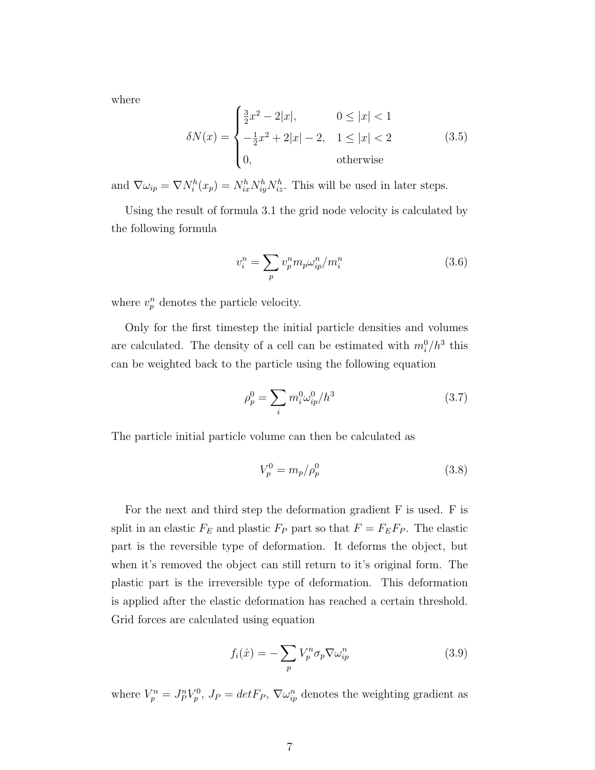where

$$\delta N(x) = \begin{cases} \frac{3}{2}x^2 - 2|x|, & 0 \leq |x| < 1 \\ -\frac{1}{2}x^2 + 2|x| - 2, & 1 \leq |x| < 2 \\ 0, & \text{otherwise} \end{cases} \tag{3.5}$$

and $\nabla \omega_{ip} = \nabla N_i^h(x_p) = N_{ix}^h N_{iy}^h N_{iz}^h$. This will be used in later steps.

Using the result of formula 3.1 the grid node velocity is calculated by the following formula

$$v_i^n = \sum_p v_p^n m_p \omega_{ip}^n / m_i^n \tag{3.6}$$

where $v_p^n$ denotes the particle velocity.

Only for the first timestep the initial particle densities and volumes are calculated. The density of a cell can be estimated with $m_i^0/h^3$ this can be weighted back to the particle using the following equation

$$\rho_p^0 = \sum_i m_i^0 \omega_{ip}^0 / h^3 \tag{3.7}$$

The particle initial particle volume can then be calculated as

$$V_p^0 = m_p / \rho_p^0 \tag{3.8}$$

For the next and third step the deformation gradient F is used. F is split in an elastic $F_E$ and plastic $F_P$ part so that $F = F_E F_P$. The elastic part is the reversible type of deformation. It deforms the object, but when it's removed the object can still return to it's original form. The plastic part is the irreversible type of deformation. This deformation is applied after the elastic deformation has reached a certain threshold. Grid forces are calculated using equation

$$f_i(\hat{x}) = -\sum_p V_p^n \sigma_p \nabla \omega_{ip}^n \tag{3.9}$$

where $V_p^n = J_P^n V_p^0$, $J_P = detF_P$, $\nabla \omega_{ip}^n$ denotes the weighting gradient as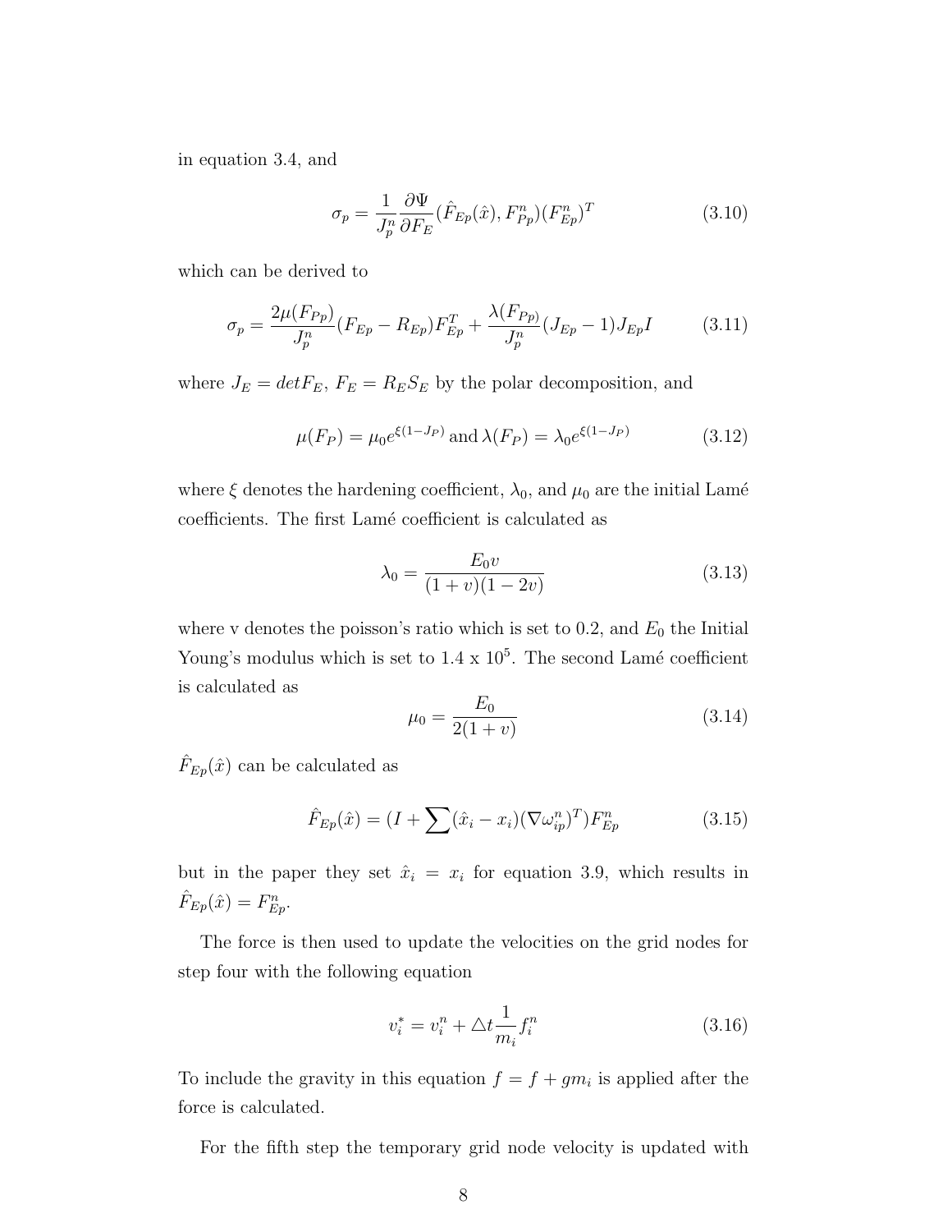in equation 3.4, and

$$\sigma_p = \frac{1}{J_p^n} \frac{\partial \Psi}{\partial F_E}(\hat{F}_{Ep}(\hat{x}), F_{Pp}^n)(F_{Ep}^n)^T \tag{3.10}$$

which can be derived to

$$\sigma_p = \frac{2\mu(F_{Pp})}{J_p^n}(F_{Ep} - R_{Ep})F_{Ep}^T + \frac{\lambda(F_{Pp})}{J_p^n}(J_{Ep} - 1)J_{Ep}I \tag{3.11}$$

where $J_E = det F_E$, $F_E = R_E S_E$ by the polar decomposition, and

$$\mu(F_P) = \mu_0 e^{\xi(1-J_P)} \text{ and } \lambda(F_P) = \lambda_0 e^{\xi(1-J_P)} \tag{3.12}$$

where $\xi$ denotes the hardening coefficient, $\lambda_0$, and $\mu_0$ are the initial Lamé coefficients. The first Lamé coefficient is calculated as

$$\lambda_0 = \frac{E_0 v}{(1+v)(1-2v)} \tag{3.13}$$

where v denotes the poisson's ratio which is set to 0.2, and $E_0$ the Initial Young's modulus which is set to 1.4 x $10^5$. The second Lamé coefficient is calculated as

$$\mu_0 = \frac{E_0}{2(1+v)} \tag{3.14}$$

$\hat{F}_{Ep}(\hat{x})$ can be calculated as

$$\hat{F}_{Ep}(\hat{x}) = (I + \sum(\hat{x}_i - x_i)(\nabla \omega_{ip}^n)^T)F_{Ep}^n \tag{3.15}$$

but in the paper they set $\hat{x}_i = x_i$ for equation 3.9, which results in $\hat{F}_{Ep}(\hat{x}) = F_{Ep}^n$.

The force is then used to update the velocities on the grid nodes for step four with the following equation

$$v_i^* = v_i^n + \triangle t \frac{1}{m_i} f_i^n \tag{3.16}$$

To include the gravity in this equation $f = f + g m_i$ is applied after the force is calculated.

For the fifth step the temporary grid node velocity is updated with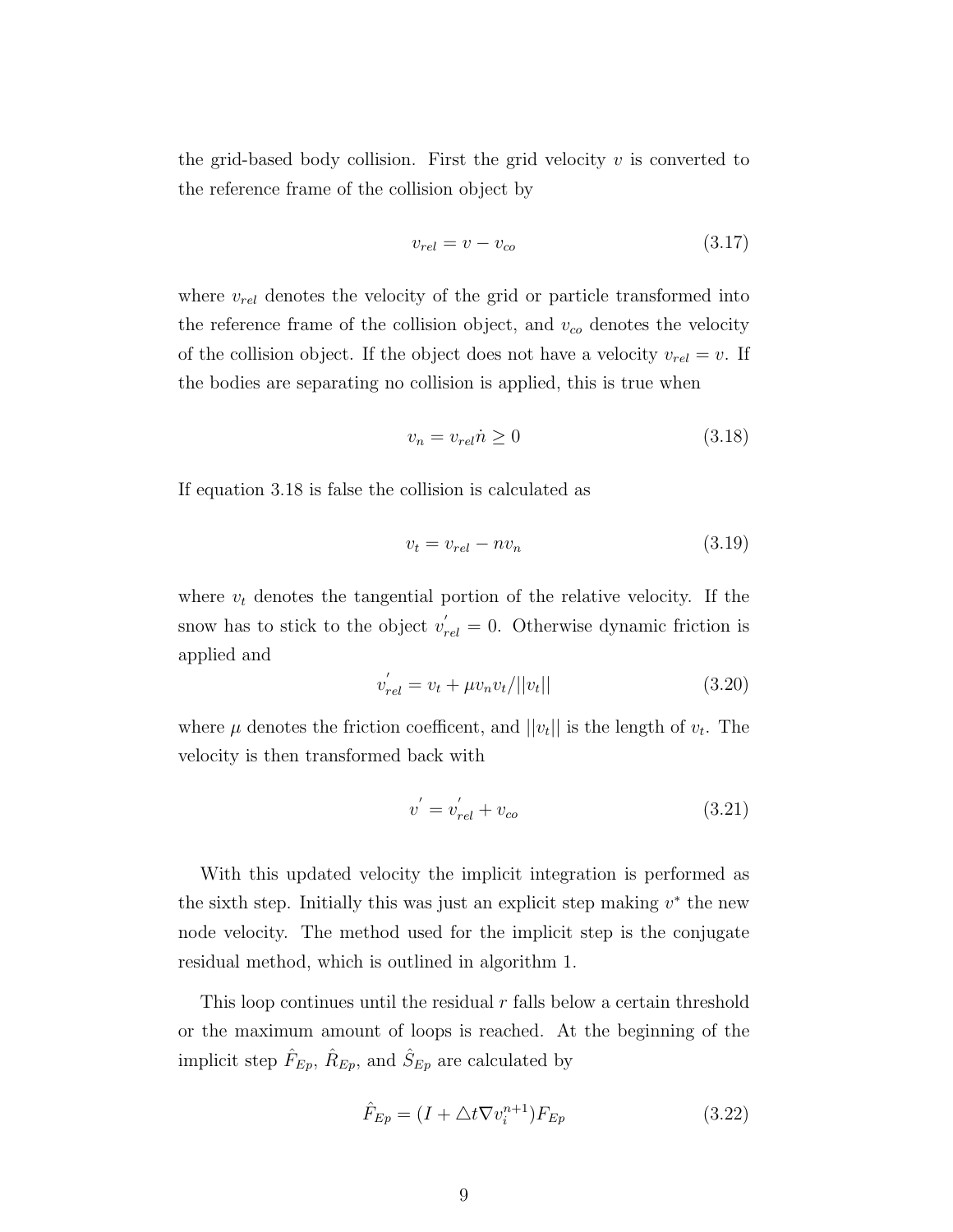the grid-based body collision. First the grid velocity $v$ is converted to the reference frame of the collision object by

$$v_{rel} = v - v_{co} \tag{3.17}$$

where $v_{rel}$ denotes the velocity of the grid or particle transformed into the reference frame of the collision object, and $v_{co}$ denotes the velocity of the collision object. If the object does not have a velocity $v_{rel} = v$. If the bodies are separating no collision is applied, this is true when

$$v_n = v_{rel}\dot{n} \geq 0 \tag{3.18}$$

If equation 3.18 is false the collision is calculated as

$$v_t = v_{rel} - nv_n \tag{3.19}$$

where $v_t$ denotes the tangential portion of the relative velocity. If the snow has to stick to the object $v_{rel}^{'} = 0$. Otherwise dynamic friction is applied and

$$v_{rel}^{'} = v_t + \mu v_n v_t / ||v_t|| \tag{3.20}$$

where $\mu$ denotes the friction coefficent, and $||v_t||$ is the length of $v_t$. The velocity is then transformed back with

$$v^{'} = v_{rel}^{'} + v_{co} \tag{3.21}$$

With this updated velocity the implicit integration is performed as the sixth step. Initially this was just an explicit step making $v^{*}$ the new node velocity. The method used for the implicit step is the conjugate residual method, which is outlined in algorithm 1.

This loop continues until the residual $r$ falls below a certain threshold or the maximum amount of loops is reached. At the beginning of the implicit step $\hat{F}_{Ep}$, $\hat{R}_{Ep}$, and $\hat{S}_{Ep}$ are calculated by

$$\hat{F}_{Ep} = (I + \triangle t \nabla v_i^{n+1}) F_{Ep} \tag{3.22}$$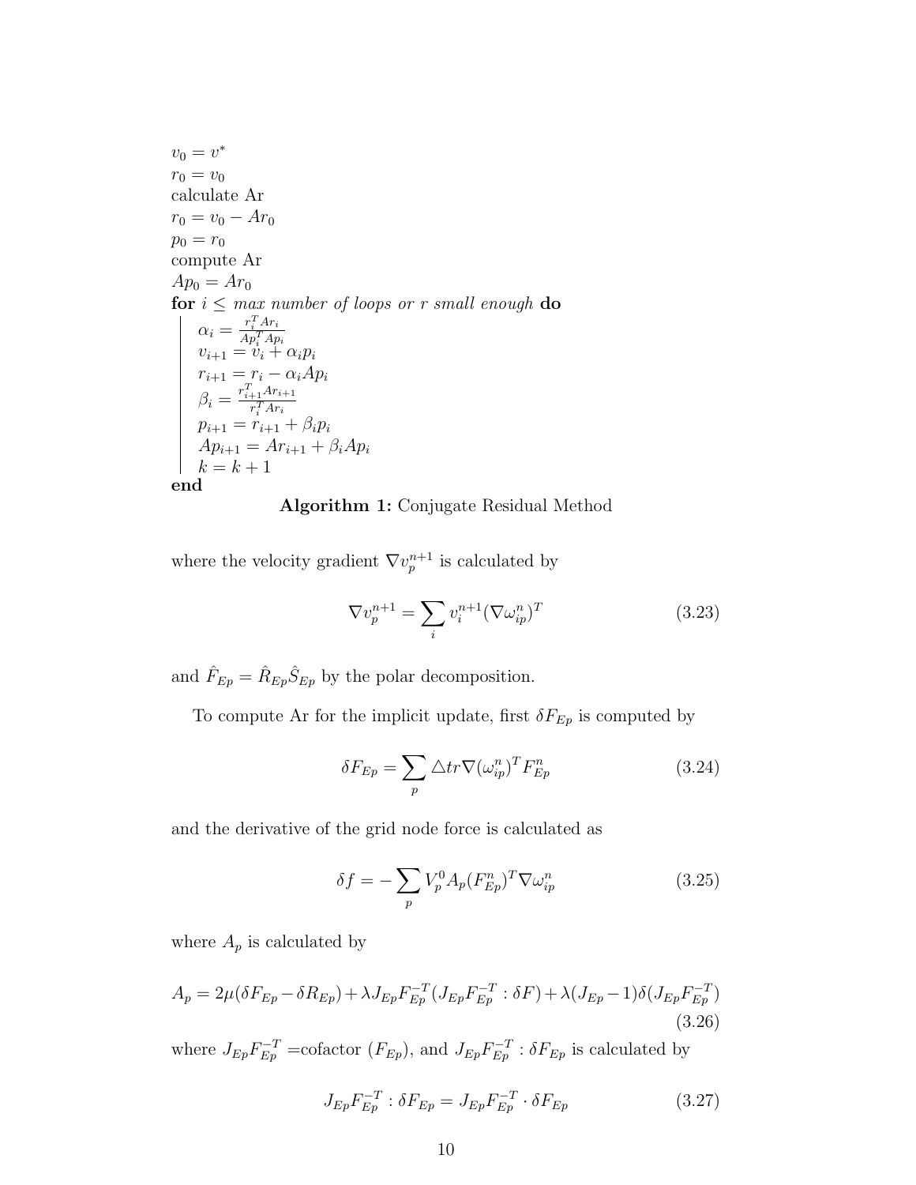$v_0 = v^*$
$r_0 = v_0$
calculate Ar
$r_0 = v_0 - Ar_0$
$p_0 = r_0$
compute Ar
$Ap_0 = Ar_0$
**for** *$i \leq$ max number of loops or r small enough* **do**
  $\alpha_i = \frac{r_i^T Ar_i}{Ap_i^T Ap_i}$
  $v_{i+1} = v_i + \alpha_i p_i$
  $r_{i+1} = r_i - \alpha_i Ap_i$
  $\beta_i = \frac{r_{i+1}^T Ar_{i+1}}{r_i^T Ar_i}$
  $p_{i+1} = r_{i+1} + \beta_i p_i$
  $Ap_{i+1} = Ar_{i+1} + \beta_i Ap_i$
  $k = k + 1$
**end**

**Algorithm 1:** Conjugate Residual Method

where the velocity gradient $\nabla v_p^{n+1}$ is calculated by

$$\nabla v_p^{n+1} = \sum_i v_i^{n+1} (\nabla \omega_{ip}^n)^T \tag{3.23}$$

and $\hat{F}_{Ep} = \hat{R}_{Ep} \hat{S}_{Ep}$ by the polar decomposition.

To compute Ar for the implicit update, first $\delta F_{Ep}$ is computed by

$$\delta F_{Ep} = \sum_p \triangle tr \nabla (\omega_{ip}^n)^T F_{Ep}^n \tag{3.24}$$

and the derivative of the grid node force is calculated as

$$\delta f = -\sum_p V_p^0 A_p (F_{Ep}^n)^T \nabla \omega_{ip}^n \tag{3.25}$$

where $A_p$ is calculated by

$$A_p = 2\mu(\delta F_{Ep} - \delta R_{Ep}) + \lambda J_{Ep} F_{Ep}^{-T} (J_{Ep} F_{Ep}^{-T} : \delta F) + \lambda (J_{Ep} - 1) \delta (J_{Ep} F_{Ep}^{-T}) \tag{3.26}$$

where $J_{Ep} F_{Ep}^{-T}$ =cofactor $(F_{Ep})$, and $J_{Ep} F_{Ep}^{-T} : \delta F_{Ep}$ is calculated by

$$J_{Ep} F_{Ep}^{-T} : \delta F_{Ep} = J_{Ep} F_{Ep}^{-T} \cdot \delta F_{Ep} \tag{3.27}$$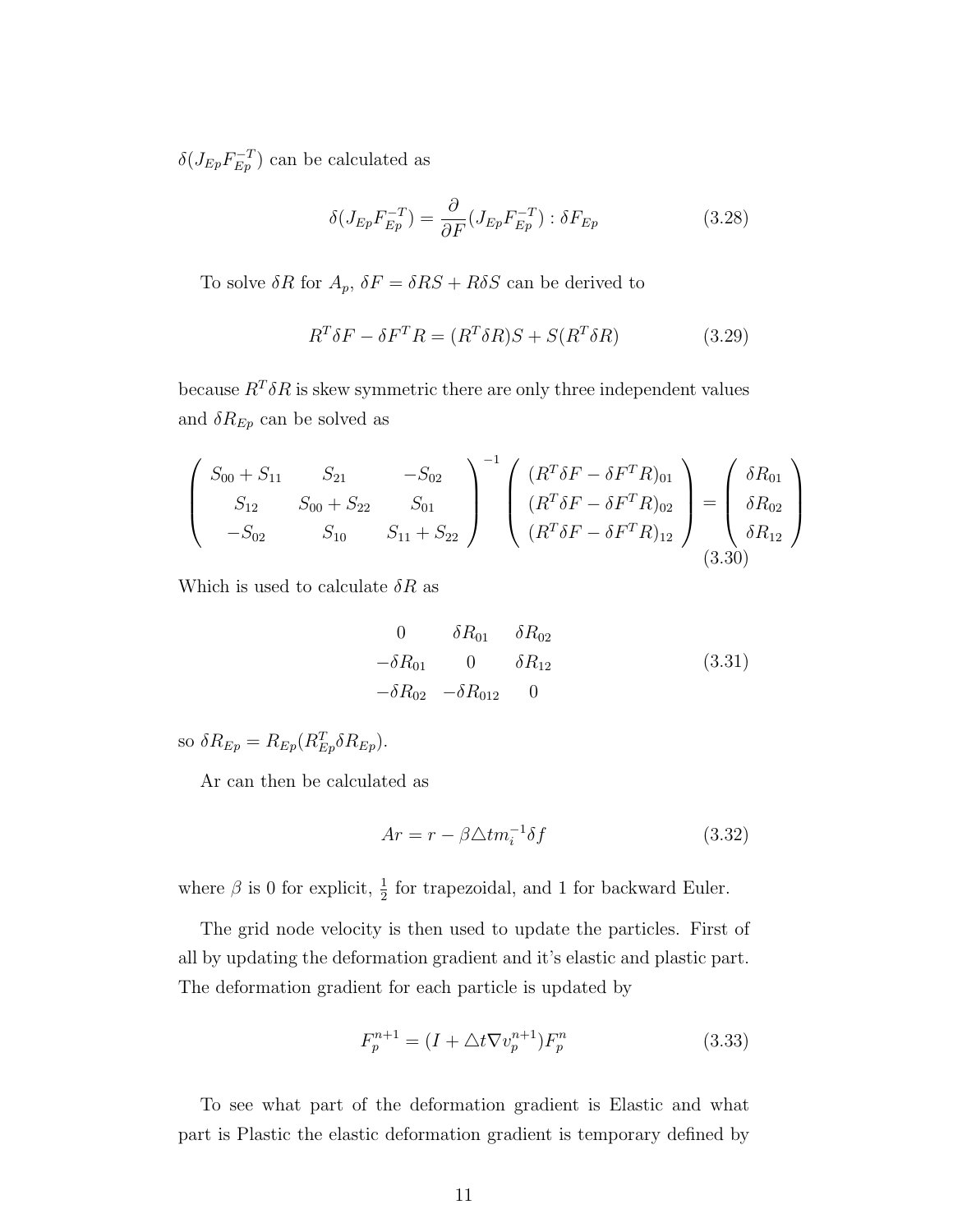$\delta(J_{Ep}F_{Ep}^{-T})$ can be calculated as

$$\delta(J_{Ep}F_{Ep}^{-T}) = \frac{\partial}{\partial F}(J_{Ep}F_{Ep}^{-T}) : \delta F_{Ep} \tag{3.28}$$

To solve $\delta R$ for $A_p$, $\delta F = \delta RS + R\delta S$ can be derived to

$$R^T\delta F - \delta F^T R = (R^T\delta R)S + S(R^T\delta R) \tag{3.29}$$

because $R^T\delta R$ is skew symmetric there are only three independent values and $\delta R_{Ep}$ can be solved as

$$\begin{pmatrix} S_{00}+S_{11} & S_{21} & -S_{02} \\ S_{12} & S_{00}+S_{22} & S_{01} \\ -S_{02} & S_{10} & S_{11}+S_{22} \end{pmatrix}^{-1} \begin{pmatrix} (R^T\delta F - \delta F^T R)_{01} \\ (R^T\delta F - \delta F^T R)_{02} \\ (R^T\delta F - \delta F^T R)_{12} \end{pmatrix} = \begin{pmatrix} \delta R_{01} \\ \delta R_{02} \\ \delta R_{12} \end{pmatrix} \tag{3.30}$$

Which is used to calculate $\delta R$ as

$$\begin{matrix} 0 & \delta R_{01} & \delta R_{02} \\ -\delta R_{01} & 0 & \delta R_{12} \\ -\delta R_{02} & -\delta R_{012} & 0 \end{matrix} \tag{3.31}$$

so $\delta R_{Ep} = R_{Ep}(R_{Ep}^T\delta R_{Ep})$.

Ar can then be calculated as

$$Ar = r - \beta\triangle t m_i^{-1}\delta f \tag{3.32}$$

where $\beta$ is 0 for explicit, $\frac{1}{2}$ for trapezoidal, and 1 for backward Euler.

The grid node velocity is then used to update the particles. First of all by updating the deformation gradient and it's elastic and plastic part. The deformation gradient for each particle is updated by

$$F_p^{n+1} = (I + \triangle t\nabla v_p^{n+1})F_p^n \tag{3.33}$$

To see what part of the deformation gradient is Elastic and what part is Plastic the elastic deformation gradient is temporary defined by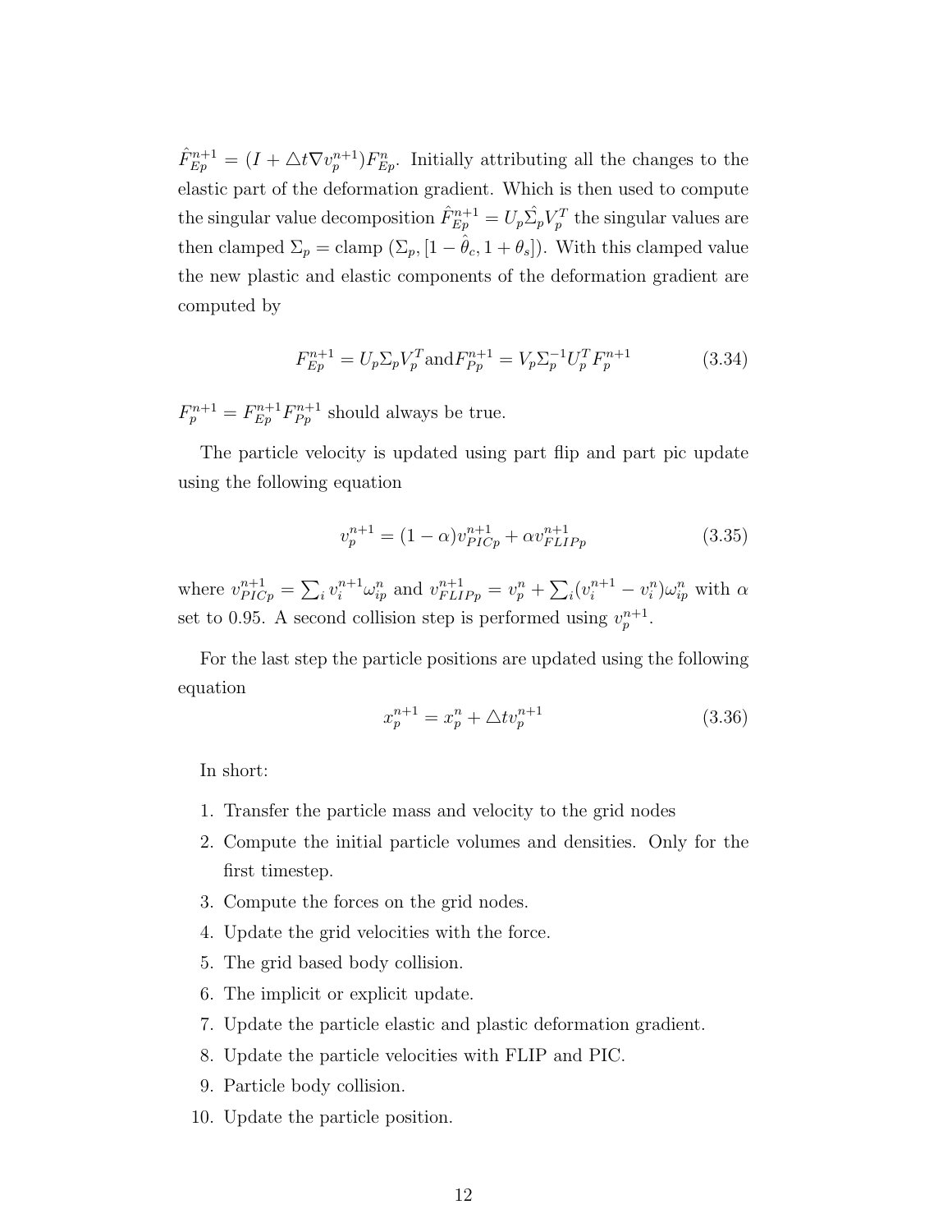$\hat{F}_{Ep}^{n+1} = (I + \triangle t \nabla v_p^{n+1}) F_{Ep}^n$. Initially attributing all the changes to the elastic part of the deformation gradient. Which is then used to compute the singular value decomposition $\hat{F}_{Ep}^{n+1} = U_p \hat{\Sigma}_p V_p^T$ the singular values are then clamped $\Sigma_p = \text{clamp}\left(\Sigma_p, [1 - \hat{\theta}_c, 1 + \theta_s]\right)$. With this clamped value the new plastic and elastic components of the deformation gradient are computed by

$$F_{Ep}^{n+1} = U_p \Sigma_p V_p^T \text{and} F_{Pp}^{n+1} = V_p \Sigma_p^{-1} U_p^T F_p^{n+1} \tag{3.34}$$

$F_p^{n+1} = F_{Ep}^{n+1} F_{Pp}^{n+1}$ should always be true.

The particle velocity is updated using part flip and part pic update using the following equation

$$v_p^{n+1} = (1 - \alpha) v_{PICp}^{n+1} + \alpha v_{FLIPp}^{n+1} \tag{3.35}$$

where $v_{PICp}^{n+1} = \sum_i v_i^{n+1} \omega_{ip}^n$ and $v_{FLIPp}^{n+1} = v_p^n + \sum_i (v_i^{n+1} - v_i^n) \omega_{ip}^n$ with $\alpha$ set to 0.95. A second collision step is performed using $v_p^{n+1}$.

For the last step the particle positions are updated using the following equation

$$x_p^{n+1} = x_p^n + \triangle t v_p^{n+1} \tag{3.36}$$

In short:

1. Transfer the particle mass and velocity to the grid nodes
2. Compute the initial particle volumes and densities. Only for the first timestep.
3. Compute the forces on the grid nodes.
4. Update the grid velocities with the force.
5. The grid based body collision.
6. The implicit or explicit update.
7. Update the particle elastic and plastic deformation gradient.
8. Update the particle velocities with FLIP and PIC.
9. Particle body collision.
10. Update the particle position.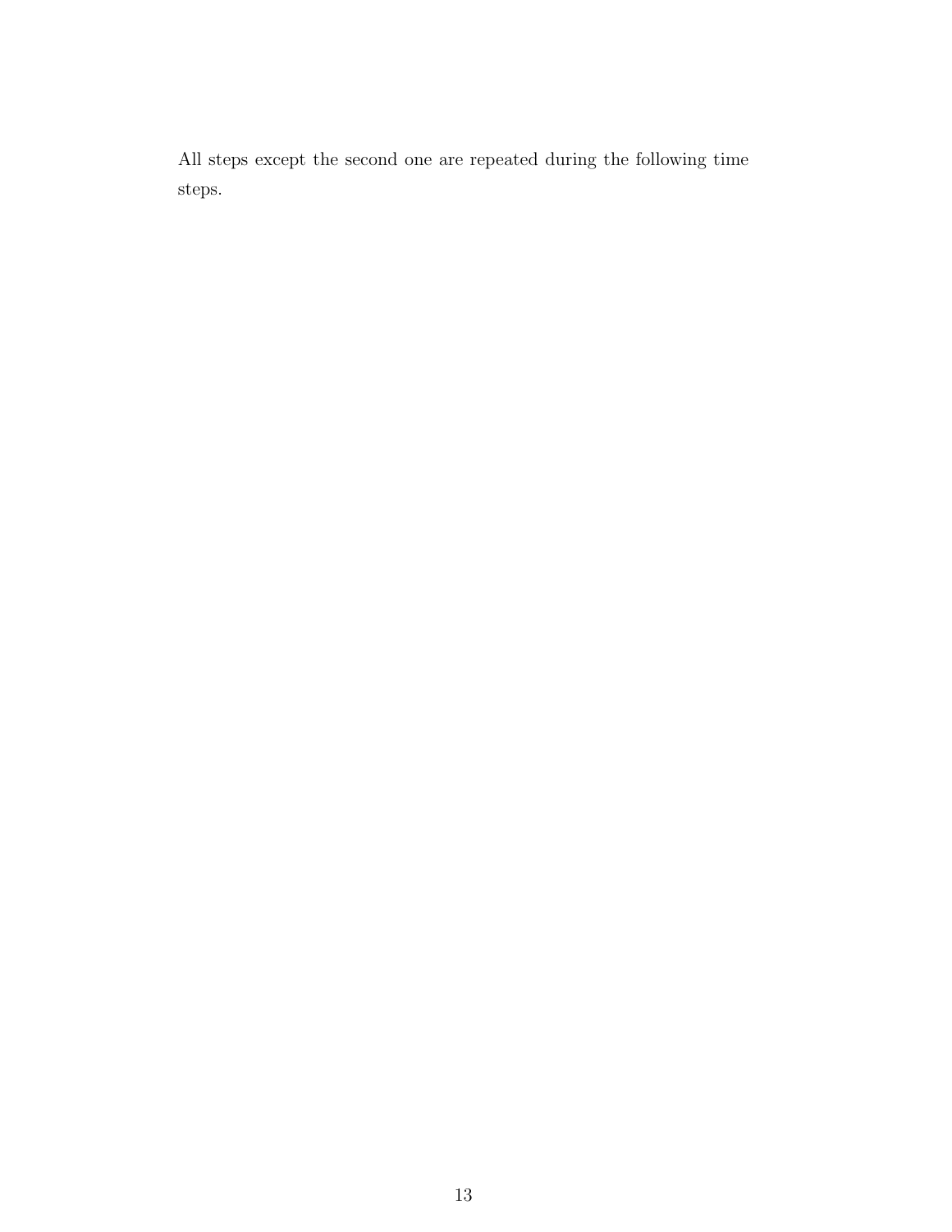All steps except the second one are repeated during the following time steps.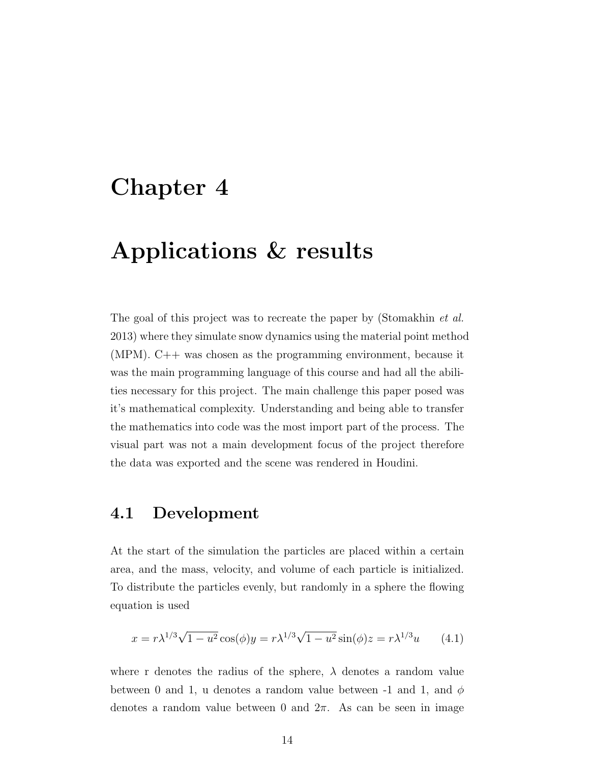# Chapter 4

# Applications & results

The goal of this project was to recreate the paper by (Stomakhin *et al.* 2013) where they simulate snow dynamics using the material point method (MPM). C++ was chosen as the programming environment, because it was the main programming language of this course and had all the abilities necessary for this project. The main challenge this paper posed was it's mathematical complexity. Understanding and being able to transfer the mathematics into code was the most import part of the process. The visual part was not a main development focus of the project therefore the data was exported and the scene was rendered in Houdini.

## 4.1 Development

At the start of the simulation the particles are placed within a certain area, and the mass, velocity, and volume of each particle is initialized. To distribute the particles evenly, but randomly in a sphere the flowing equation is used

$$x = r\lambda^{1/3}\sqrt{1-u^2}\cos(\phi) y = r\lambda^{1/3}\sqrt{1-u^2}\sin(\phi) z = r\lambda^{1/3}u \qquad (4.1)$$

where r denotes the radius of the sphere, $\lambda$ denotes a random value between 0 and 1, u denotes a random value between -1 and 1, and $\phi$ denotes a random value between 0 and $2\pi$. As can be seen in image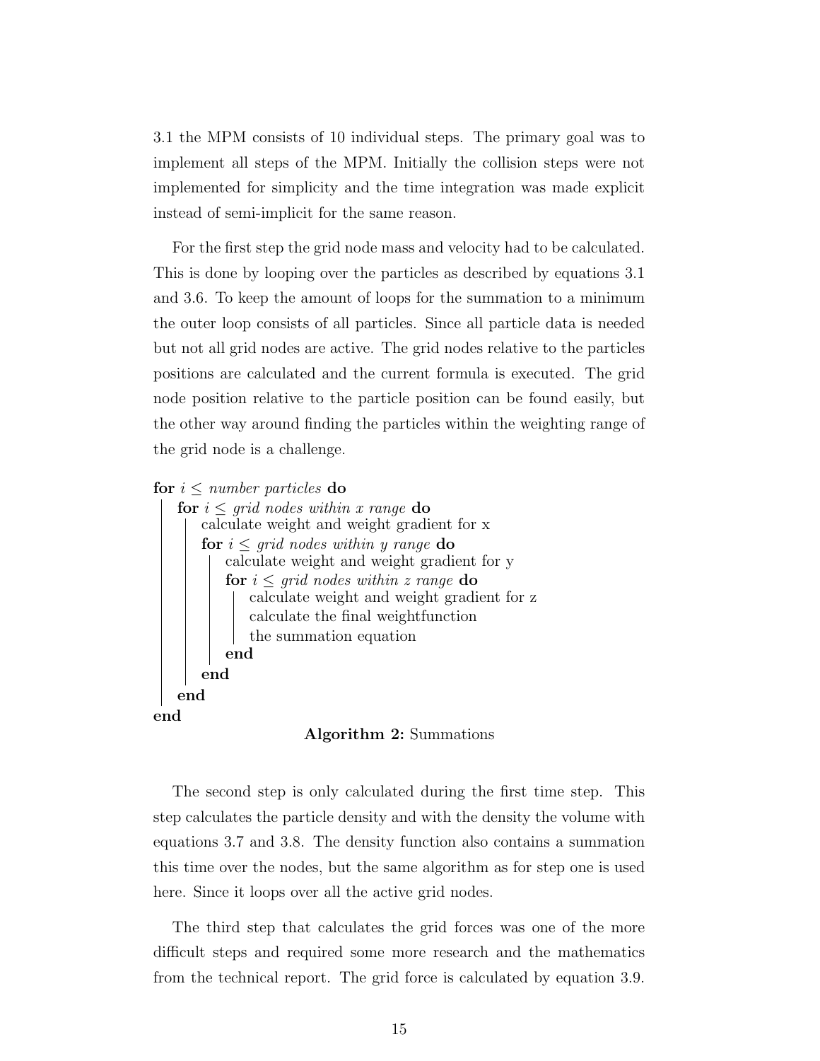3.1 the MPM consists of 10 individual steps. The primary goal was to implement all steps of the MPM. Initially the collision steps were not implemented for simplicity and the time integration was made explicit instead of semi-implicit for the same reason.

For the first step the grid node mass and velocity had to be calculated. This is done by looping over the particles as described by equations 3.1 and 3.6. To keep the amount of loops for the summation to a minimum the outer loop consists of all particles. Since all particle data is needed but not all grid nodes are active. The grid nodes relative to the particles positions are calculated and the current formula is executed. The grid node position relative to the particle position can be found easily, but the other way around finding the particles within the weighting range of the grid node is a challenge.

```
for i ≤ number particles do
    for i ≤ grid nodes within x range do
        calculate weight and weight gradient for x
        for i ≤ grid nodes within y range do
            calculate weight and weight gradient for y
            for i ≤ grid nodes within z range do
                calculate weight and weight gradient for z
                calculate the final weightfunction
                the summation equation
            end
        end
    end
end
```

**Algorithm 2:** Summations

The second step is only calculated during the first time step. This step calculates the particle density and with the density the volume with equations 3.7 and 3.8. The density function also contains a summation this time over the nodes, but the same algorithm as for step one is used here. Since it loops over all the active grid nodes.

The third step that calculates the grid forces was one of the more difficult steps and required some more research and the mathematics from the technical report. The grid force is calculated by equation 3.9.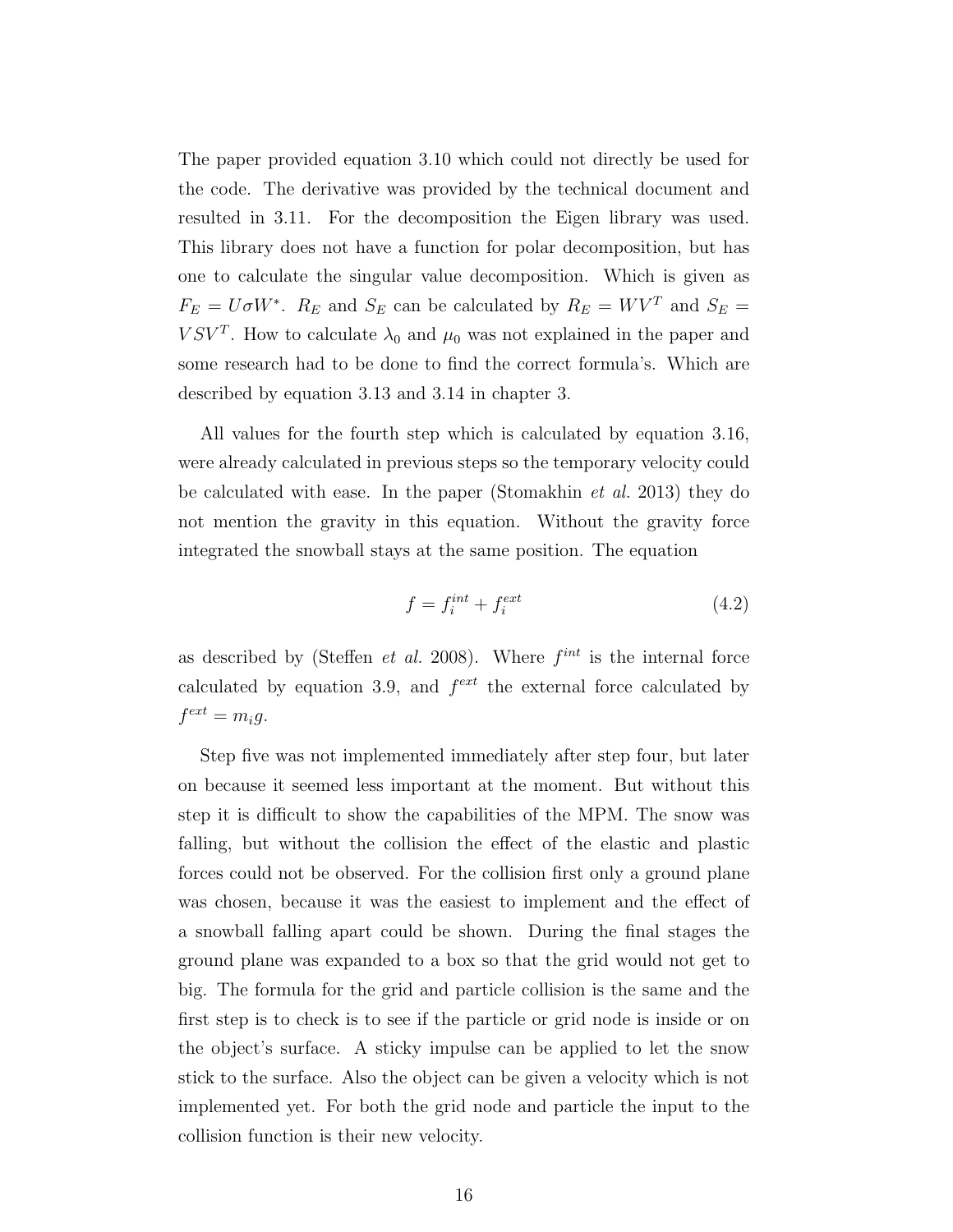The paper provided equation 3.10 which could not directly be used for the code. The derivative was provided by the technical document and resulted in 3.11. For the decomposition the Eigen library was used. This library does not have a function for polar decomposition, but has one to calculate the singular value decomposition. Which is given as $F_E = U\sigma W^*$. $R_E$ and $S_E$ can be calculated by $R_E = WV^T$ and $S_E = VSV^T$. How to calculate $\lambda_0$ and $\mu_0$ was not explained in the paper and some research had to be done to find the correct formula's. Which are described by equation 3.13 and 3.14 in chapter 3.

All values for the fourth step which is calculated by equation 3.16, were already calculated in previous steps so the temporary velocity could be calculated with ease. In the paper (Stomakhin *et al.* 2013) they do not mention the gravity in this equation. Without the gravity force integrated the snowball stays at the same position. The equation

$$f = f_i^{int} + f_i^{ext} \tag{4.2}$$

as described by (Steffen *et al.* 2008). Where $f^{int}$ is the internal force calculated by equation 3.9, and $f^{ext}$ the external force calculated by $f^{ext} = m_i g$.

Step five was not implemented immediately after step four, but later on because it seemed less important at the moment. But without this step it is difficult to show the capabilities of the MPM. The snow was falling, but without the collision the effect of the elastic and plastic forces could not be observed. For the collision first only a ground plane was chosen, because it was the easiest to implement and the effect of a snowball falling apart could be shown. During the final stages the ground plane was expanded to a box so that the grid would not get to big. The formula for the grid and particle collision is the same and the first step is to check is to see if the particle or grid node is inside or on the object's surface. A sticky impulse can be applied to let the snow stick to the surface. Also the object can be given a velocity which is not implemented yet. For both the grid node and particle the input to the collision function is their new velocity.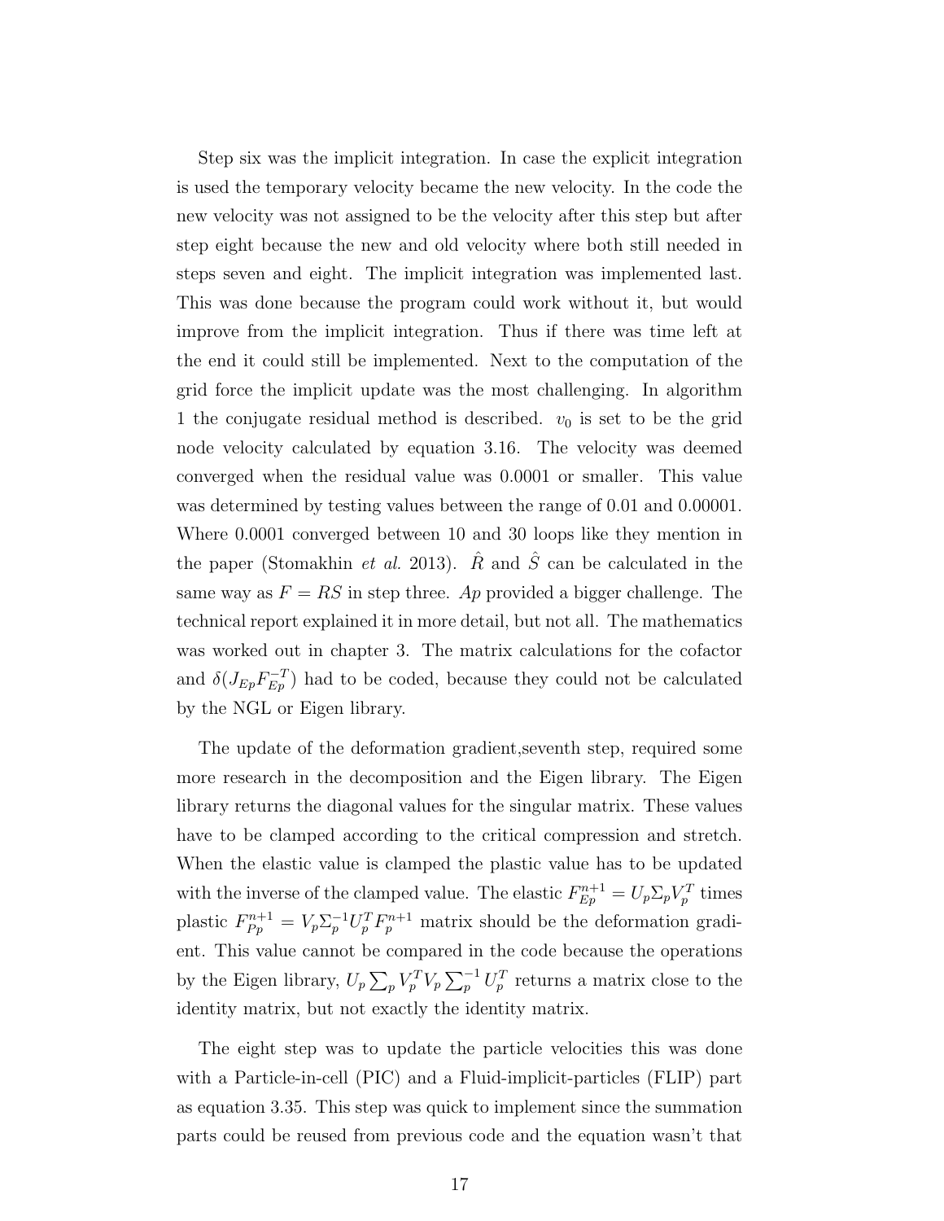Step six was the implicit integration. In case the explicit integration is used the temporary velocity became the new velocity. In the code the new velocity was not assigned to be the velocity after this step but after step eight because the new and old velocity where both still needed in steps seven and eight. The implicit integration was implemented last. This was done because the program could work without it, but would improve from the implicit integration. Thus if there was time left at the end it could still be implemented. Next to the computation of the grid force the implicit update was the most challenging. In algorithm 1 the conjugate residual method is described. $v_0$ is set to be the grid node velocity calculated by equation 3.16. The velocity was deemed converged when the residual value was 0.0001 or smaller. This value was determined by testing values between the range of 0.01 and 0.00001. Where 0.0001 converged between 10 and 30 loops like they mention in the paper (Stomakhin *et al.* 2013). $\hat{R}$ and $\hat{S}$ can be calculated in the same way as $F = RS$ in step three. $Ap$ provided a bigger challenge. The technical report explained it in more detail, but not all. The mathematics was worked out in chapter 3. The matrix calculations for the cofactor and $\delta(J_{Ep}F_{Ep}^{-T})$ had to be coded, because they could not be calculated by the NGL or Eigen library.

The update of the deformation gradient,seventh step, required some more research in the decomposition and the Eigen library. The Eigen library returns the diagonal values for the singular matrix. These values have to be clamped according to the critical compression and stretch. When the elastic value is clamped the plastic value has to be updated with the inverse of the clamped value. The elastic $F_{Ep}^{n+1} = U_p \Sigma_p V_p^T$ times plastic $F_{Pp}^{n+1} = V_p \Sigma_p^{-1} U_p^T F_p^{n+1}$ matrix should be the deformation gradient. This value cannot be compared in the code because the operations by the Eigen library, $U_p \sum_p V_p^T V_p \sum_p^{-1} U_p^T$ returns a matrix close to the identity matrix, but not exactly the identity matrix.

The eight step was to update the particle velocities this was done with a Particle-in-cell (PIC) and a Fluid-implicit-particles (FLIP) part as equation 3.35. This step was quick to implement since the summation parts could be reused from previous code and the equation wasn't that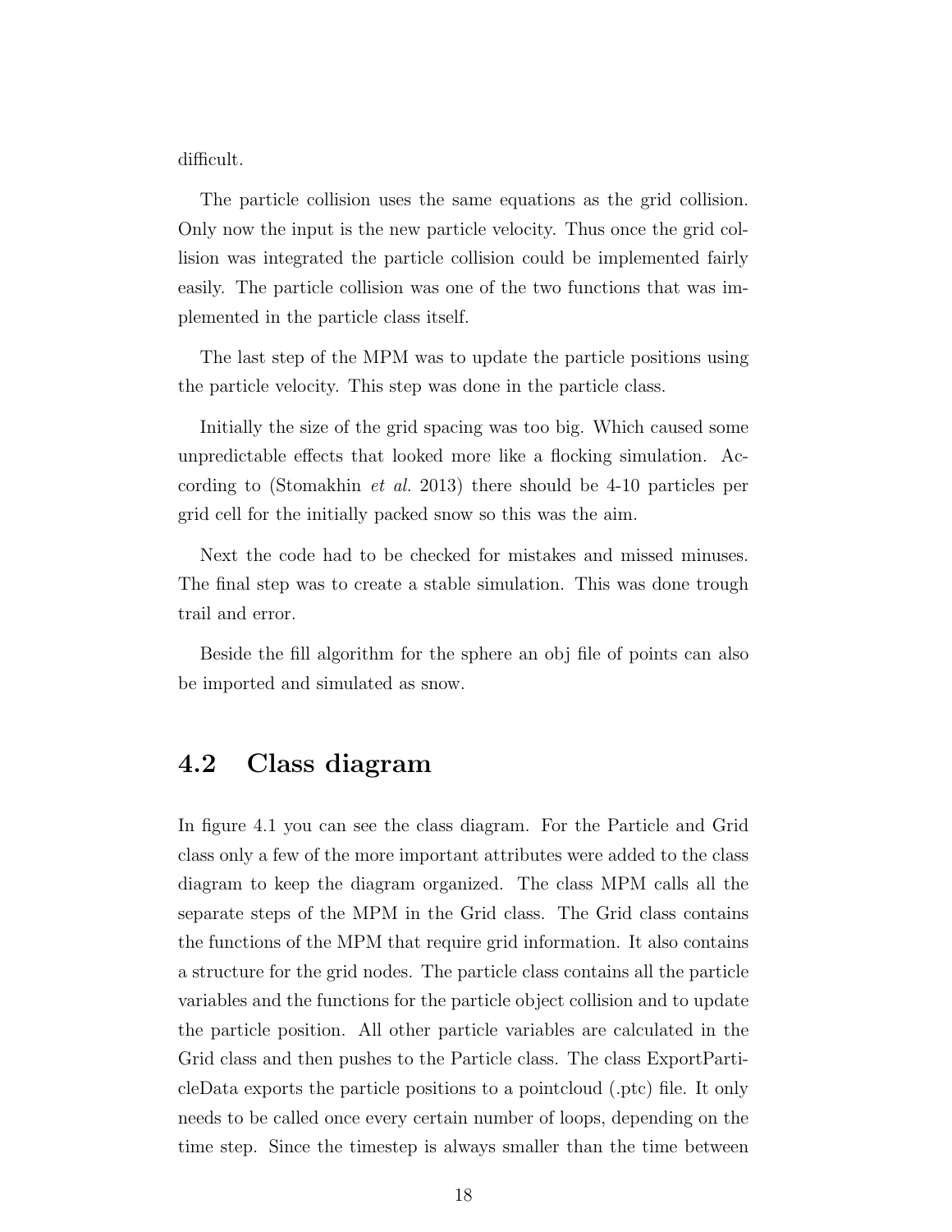difficult.

The particle collision uses the same equations as the grid collision. Only now the input is the new particle velocity. Thus once the grid collision was integrated the particle collision could be implemented fairly easily. The particle collision was one of the two functions that was implemented in the particle class itself.

The last step of the MPM was to update the particle positions using the particle velocity. This step was done in the particle class.

Initially the size of the grid spacing was too big. Which caused some unpredictable effects that looked more like a flocking simulation. According to (Stomakhin *et al.* 2013) there should be 4-10 particles per grid cell for the initially packed snow so this was the aim.

Next the code had to be checked for mistakes and missed minuses. The final step was to create a stable simulation. This was done trough trail and error.

Beside the fill algorithm for the sphere an obj file of points can also be imported and simulated as snow.

## 4.2 Class diagram

In figure 4.1 you can see the class diagram. For the Particle and Grid class only a few of the more important attributes were added to the class diagram to keep the diagram organized. The class MPM calls all the separate steps of the MPM in the Grid class. The Grid class contains the functions of the MPM that require grid information. It also contains a structure for the grid nodes. The particle class contains all the particle variables and the functions for the particle object collision and to update the particle position. All other particle variables are calculated in the Grid class and then pushes to the Particle class. The class ExportParticleData exports the particle positions to a pointcloud (.ptc) file. It only needs to be called once every certain number of loops, depending on the time step. Since the timestep is always smaller than the time between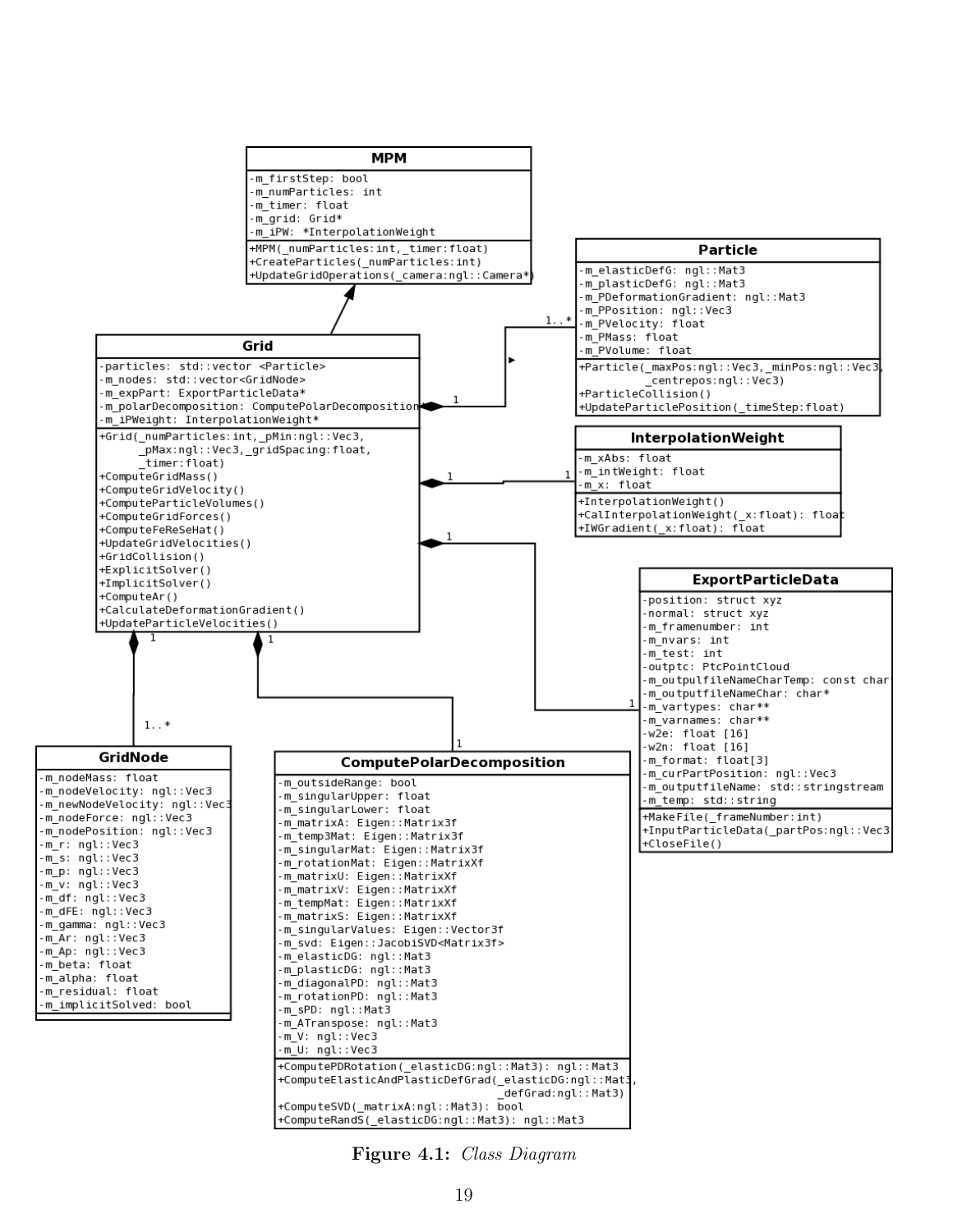```
MPM
-m_firstStep: bool
-m_numParticles: int
-m_timer: float
-m_grid: Grid*
-m_iPW: *InterpolationWeight
+MPM(_numParticles:int,_timer:float)
+CreateParticles(_numParticles:int)
+UpdateGridOperations(_camera:ngl::Camera*)
```

```
Particle
-m_elasticDefG: ngl::Mat3
-m_plasticDefG: ngl::Mat3
-m_PDeformationGradient: ngl::Mat3
-m_PPosition: ngl::Vec3
-m_PVelocity: float
-m_PMass: float
-m_PVolume: float
+Particle(_maxPos:ngl::Vec3,_minPos:ngl::Vec3,
          _centrepos:ngl::Vec3)
+ParticleCollision()
+UpdateParticlePosition(_timeStep:float)
```

```
Grid
-particles: std::vector <Particle>
-m_nodes: std::vector<GridNode>
-m_expPart: ExportParticleData*
-m_polarDecomposition: ComputePolarDecomposition*
-m_iPWeight: InterpolationWeight*
+Grid(_numParticles:int,_pMin:ngl::Vec3,
      _pMax:ngl::Vec3,_gridSpacing:float,
      _timer:float)
+ComputeGridMass()
+ComputeGridVelocity()
+ComputeParticleVolumes()
+ComputeGridForces()
+ComputeFeReSeHat()
+UpdateGridVelocities()
+GridCollision()
+ExplicitSolver()
+ImplicitSolver()
+ComputeAr()
+CalculateDeformationGradient()
+UpdateParticleVelocities()
```

```
InterpolationWeight
-m_xAbs: float
-m_intWeight: float
-m_x: float
+InterpolationWeight()
+CalInterpolationWeight(_x:float): float
+IWGradient(_x:float): float
```

```
ExportParticleData
-position: struct xyz
-normal: struct xyz
-m_framenumber: int
-m_nvars: int
-m_test: int
-outptc: PtcPointCloud
-m_outpulfileNameCharTemp: const char
-m_outputfileNameChar: char*
-m_vartypes: char**
-m_varnames: char**
-w2e: float [16]
-w2n: float [16]
-m_format: float[3]
-m_curPartPosition: ngl::Vec3
-m_outputfileName: std::stringstream
-m_temp: std::string
+MakeFile(_frameNumber:int)
+InputParticleData(_partPos:ngl::Vec3
+CloseFile()
```

```
GridNode
-m_nodeMass: float
-m_nodeVelocity: ngl::Vec3
-m_newNodeVelocity: ngl::Vec3
-m_nodeForce: ngl::Vec3
-m_nodePosition: ngl::Vec3
-m_r: ngl::Vec3
-m_s: ngl::Vec3
-m_p: ngl::Vec3
-m_v: ngl::Vec3
-m_df: ngl::Vec3
-m_dFE: ngl::Vec3
-m_gamma: ngl::Vec3
-m_Ar: ngl::Vec3
-m_Ap: ngl::Vec3
-m_beta: float
-m_alpha: float
-m_residual: float
-m_implicitSolved: bool
```

```
ComputePolarDecomposition
-m_outsideRange: bool
-m_singularUpper: float
-m_singularLower: float
-m_matrixA: Eigen::Matrix3f
-m_temp3Mat: Eigen::Matrix3f
-m_singularMat: Eigen::Matrix3f
-m_rotationMat: Eigen::MatrixXf
-m_matrixU: Eigen::MatrixXf
-m_matrixV: Eigen::MatrixXf
-m_tempMat: Eigen::MatrixXf
-m_matrixS: Eigen::MatrixXf
-m_singularValues: Eigen::Vector3f
-m_svd: Eigen::JacobiSVD<Matrix3f>
-m_elasticDG: ngl::Mat3
-m_plasticDG: ngl::Mat3
-m_diagonalPD: ngl::Mat3
-m_rotationPD: ngl::Mat3
-m_sPD: ngl::Mat3
-m_ATranspose: ngl::Mat3
-m_V: ngl::Vec3
-m_U: ngl::Vec3
+ComputePDRotation(_elasticDG:ngl::Mat3): ngl::Mat3
+ComputeElasticAndPlasticDefGrad(_elasticDG:ngl::Mat3,
                                 _defGrad:ngl::Mat3)
+ComputeSVD(_matrixA:ngl::Mat3): bool
+ComputeRandS(_elasticDG:ngl::Mat3): ngl::Mat3
```

Relationships: Grid → MPM; Grid (1) ◆— (1..*) Particle; Grid (1) ◆— (1) InterpolationWeight; Grid (1) ◆— (1) ExportParticleData; Grid (1) ◆— (1..*) GridNode; Grid (1) ◆— (1) ComputePolarDecomposition.

**Figure 4.1:** *Class Diagram*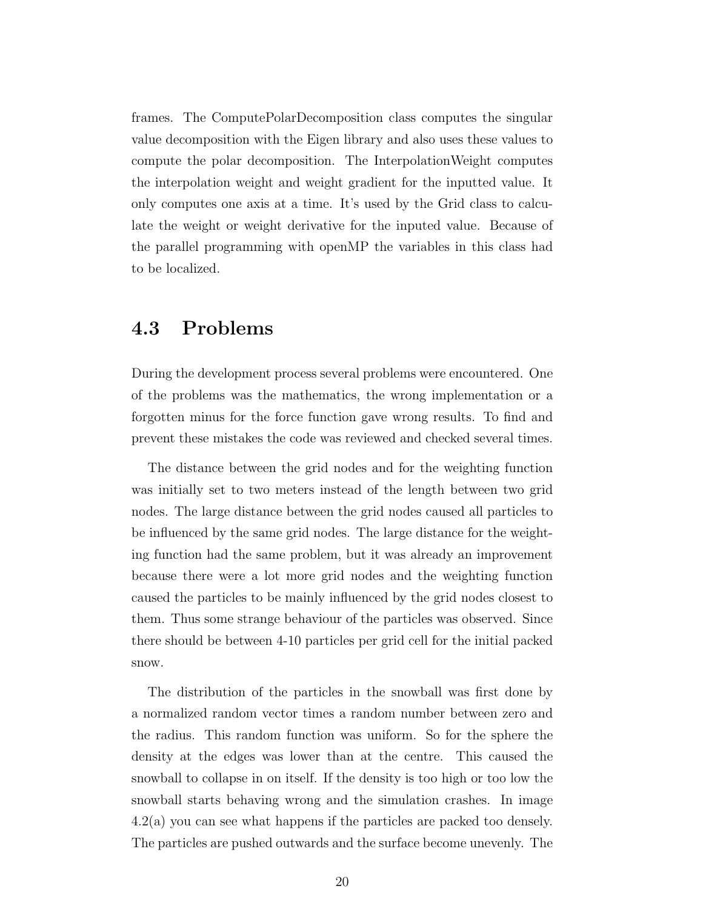frames. The ComputePolarDecomposition class computes the singular value decomposition with the Eigen library and also uses these values to compute the polar decomposition. The InterpolationWeight computes the interpolation weight and weight gradient for the inputted value. It only computes one axis at a time. It's used by the Grid class to calculate the weight or weight derivative for the inputed value. Because of the parallel programming with openMP the variables in this class had to be localized.

## 4.3 Problems

During the development process several problems were encountered. One of the problems was the mathematics, the wrong implementation or a forgotten minus for the force function gave wrong results. To find and prevent these mistakes the code was reviewed and checked several times.

The distance between the grid nodes and for the weighting function was initially set to two meters instead of the length between two grid nodes. The large distance between the grid nodes caused all particles to be influenced by the same grid nodes. The large distance for the weighting function had the same problem, but it was already an improvement because there were a lot more grid nodes and the weighting function caused the particles to be mainly influenced by the grid nodes closest to them. Thus some strange behaviour of the particles was observed. Since there should be between 4-10 particles per grid cell for the initial packed snow.

The distribution of the particles in the snowball was first done by a normalized random vector times a random number between zero and the radius. This random function was uniform. So for the sphere the density at the edges was lower than at the centre. This caused the snowball to collapse in on itself. If the density is too high or too low the snowball starts behaving wrong and the simulation crashes. In image 4.2(a) you can see what happens if the particles are packed too densely. The particles are pushed outwards and the surface become unevenly. The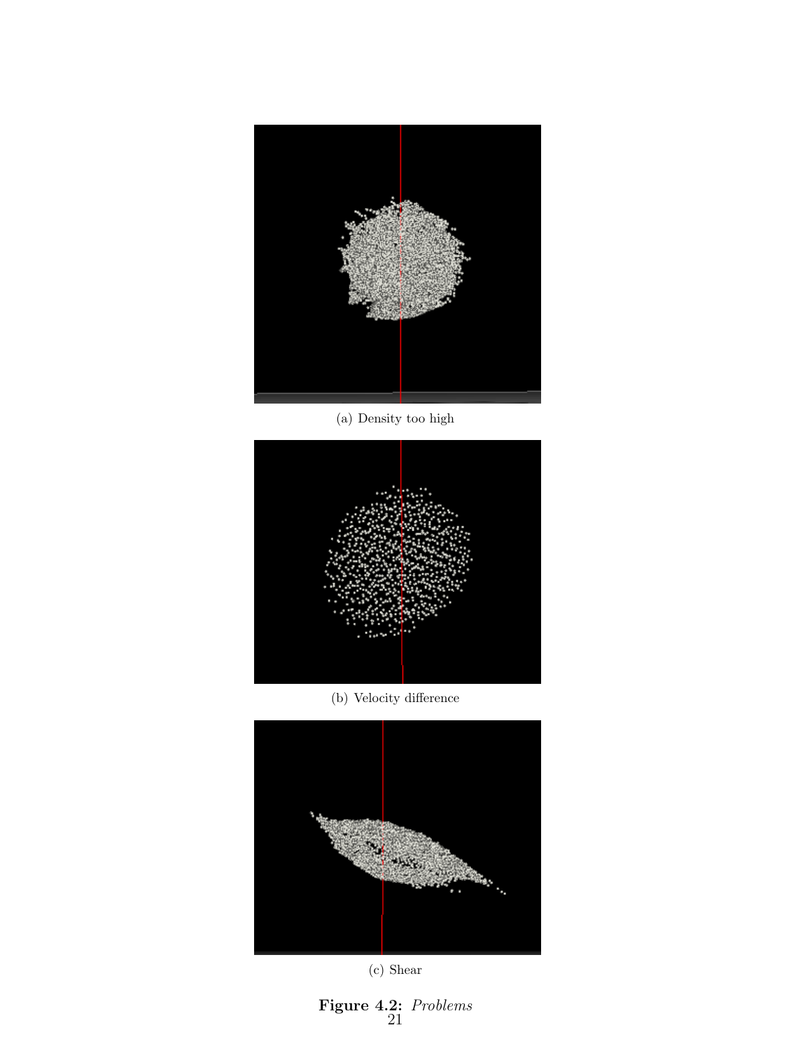(a) Density too high

(b) Velocity difference

(c) Shear

**Figure 4.2:** *Problems*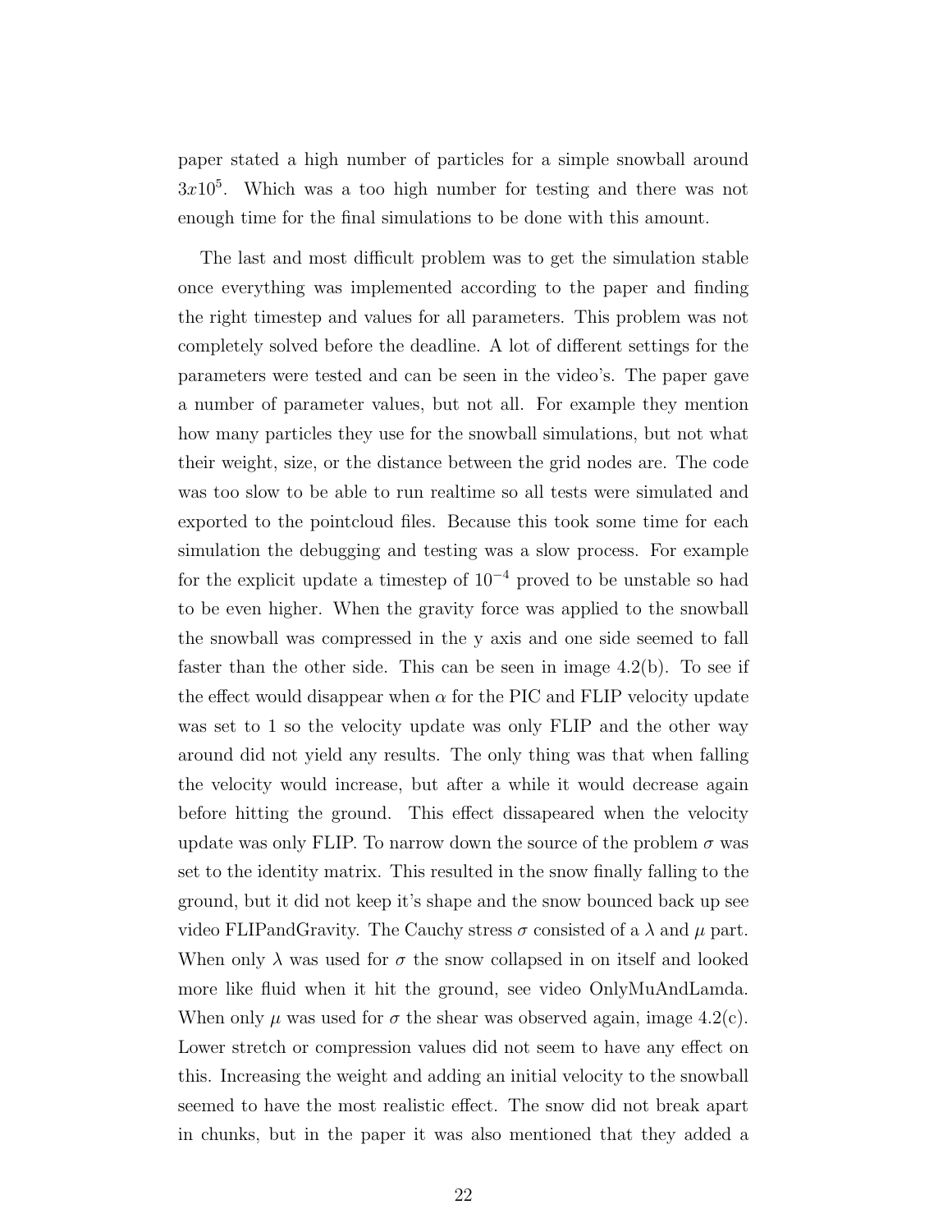paper stated a high number of particles for a simple snowball around $3x10^5$. Which was a too high number for testing and there was not enough time for the final simulations to be done with this amount.

The last and most difficult problem was to get the simulation stable once everything was implemented according to the paper and finding the right timestep and values for all parameters. This problem was not completely solved before the deadline. A lot of different settings for the parameters were tested and can be seen in the video's. The paper gave a number of parameter values, but not all. For example they mention how many particles they use for the snowball simulations, but not what their weight, size, or the distance between the grid nodes are. The code was too slow to be able to run realtime so all tests were simulated and exported to the pointcloud files. Because this took some time for each simulation the debugging and testing was a slow process. For example for the explicit update a timestep of $10^{-4}$ proved to be unstable so had to be even higher. When the gravity force was applied to the snowball the snowball was compressed in the y axis and one side seemed to fall faster than the other side. This can be seen in image 4.2(b). To see if the effect would disappear when $\alpha$ for the PIC and FLIP velocity update was set to 1 so the velocity update was only FLIP and the other way around did not yield any results. The only thing was that when falling the velocity would increase, but after a while it would decrease again before hitting the ground. This effect dissapeared when the velocity update was only FLIP. To narrow down the source of the problem $\sigma$ was set to the identity matrix. This resulted in the snow finally falling to the ground, but it did not keep it's shape and the snow bounced back up see video FLIPandGravity. The Cauchy stress $\sigma$ consisted of a $\lambda$ and $\mu$ part. When only $\lambda$ was used for $\sigma$ the snow collapsed in on itself and looked more like fluid when it hit the ground, see video OnlyMuAndLamda. When only $\mu$ was used for $\sigma$ the shear was observed again, image 4.2(c). Lower stretch or compression values did not seem to have any effect on this. Increasing the weight and adding an initial velocity to the snowball seemed to have the most realistic effect. The snow did not break apart in chunks, but in the paper it was also mentioned that they added a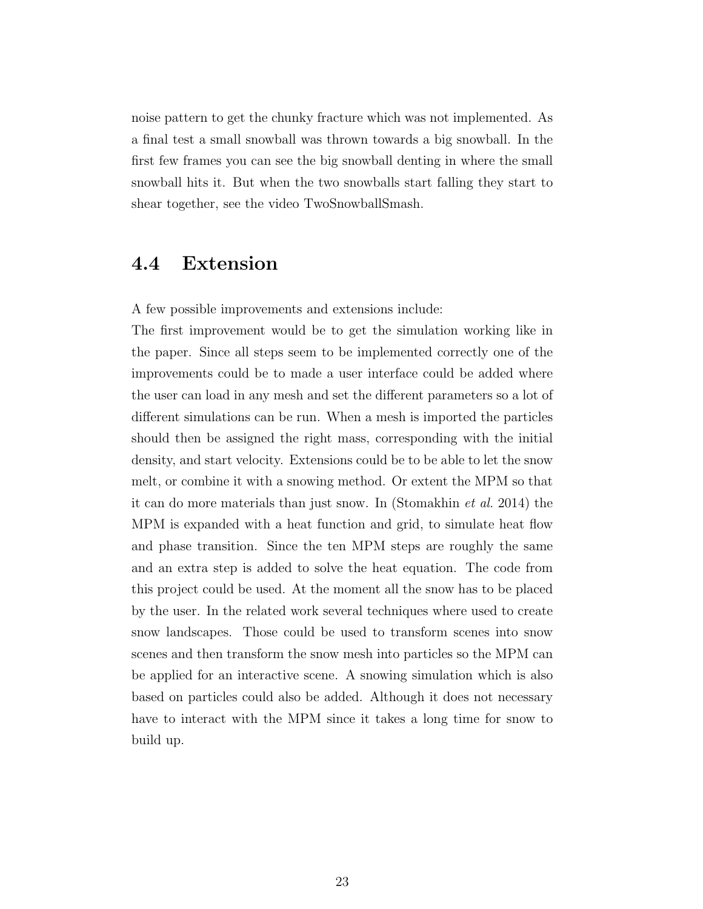noise pattern to get the chunky fracture which was not implemented. As a final test a small snowball was thrown towards a big snowball. In the first few frames you can see the big snowball denting in where the small snowball hits it. But when the two snowballs start falling they start to shear together, see the video TwoSnowballSmash.

## 4.4 Extension

A few possible improvements and extensions include:
The first improvement would be to get the simulation working like in the paper. Since all steps seem to be implemented correctly one of the improvements could be to made a user interface could be added where the user can load in any mesh and set the different parameters so a lot of different simulations can be run. When a mesh is imported the particles should then be assigned the right mass, corresponding with the initial density, and start velocity. Extensions could be to be able to let the snow melt, or combine it with a snowing method. Or extent the MPM so that it can do more materials than just snow. In (Stomakhin *et al.* 2014) the MPM is expanded with a heat function and grid, to simulate heat flow and phase transition. Since the ten MPM steps are roughly the same and an extra step is added to solve the heat equation. The code from this project could be used. At the moment all the snow has to be placed by the user. In the related work several techniques where used to create snow landscapes. Those could be used to transform scenes into snow scenes and then transform the snow mesh into particles so the MPM can be applied for an interactive scene. A snowing simulation which is also based on particles could also be added. Although it does not necessary have to interact with the MPM since it takes a long time for snow to build up.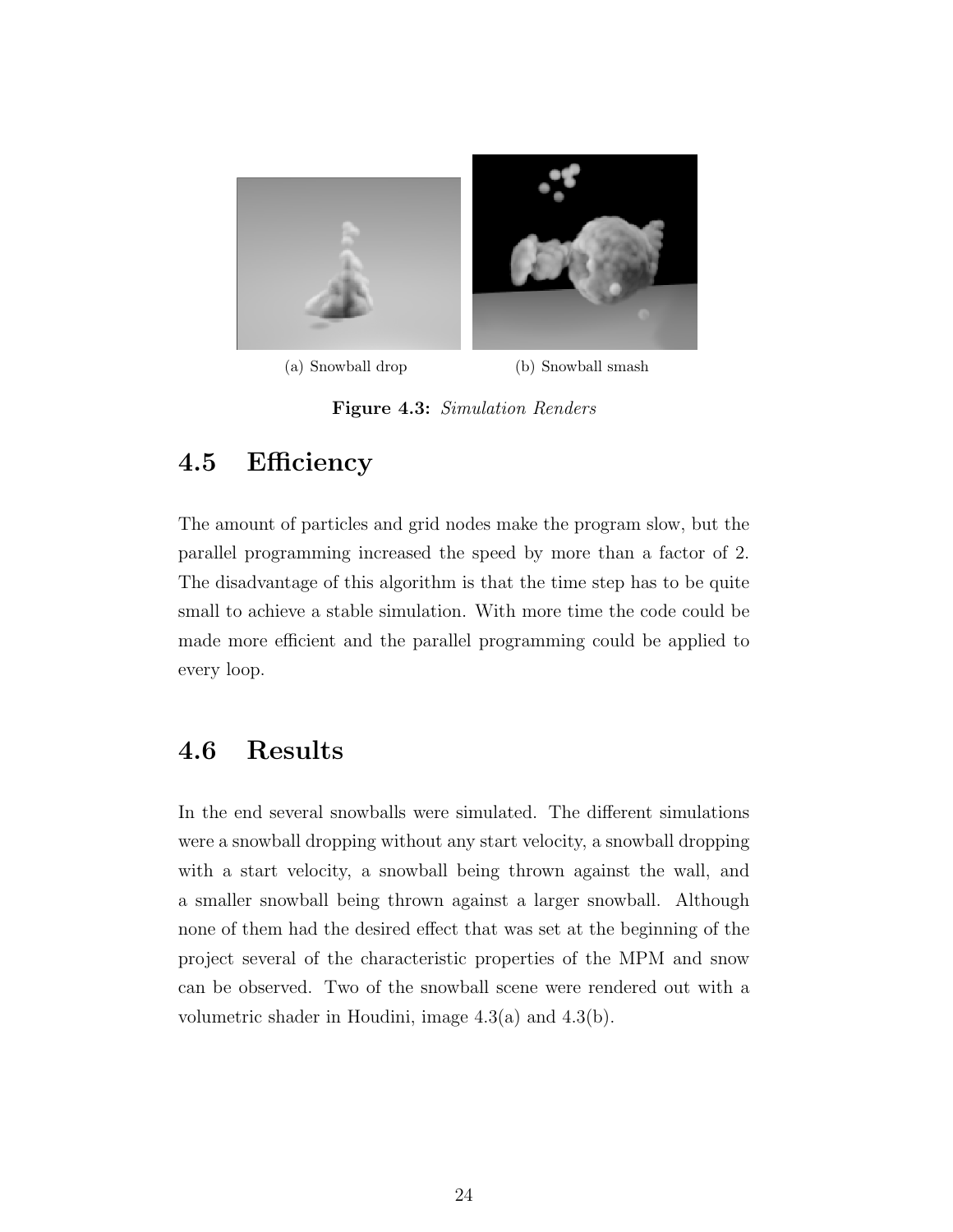(a) Snowball drop

(b) Snowball smash

**Figure 4.3:** *Simulation Renders*

## 4.5 Efficiency

The amount of particles and grid nodes make the program slow, but the parallel programming increased the speed by more than a factor of 2. The disadvantage of this algorithm is that the time step has to be quite small to achieve a stable simulation. With more time the code could be made more efficient and the parallel programming could be applied to every loop.

## 4.6 Results

In the end several snowballs were simulated. The different simulations were a snowball dropping without any start velocity, a snowball dropping with a start velocity, a snowball being thrown against the wall, and a smaller snowball being thrown against a larger snowball. Although none of them had the desired effect that was set at the beginning of the project several of the characteristic properties of the MPM and snow can be observed. Two of the snowball scene were rendered out with a volumetric shader in Houdini, image 4.3(a) and 4.3(b).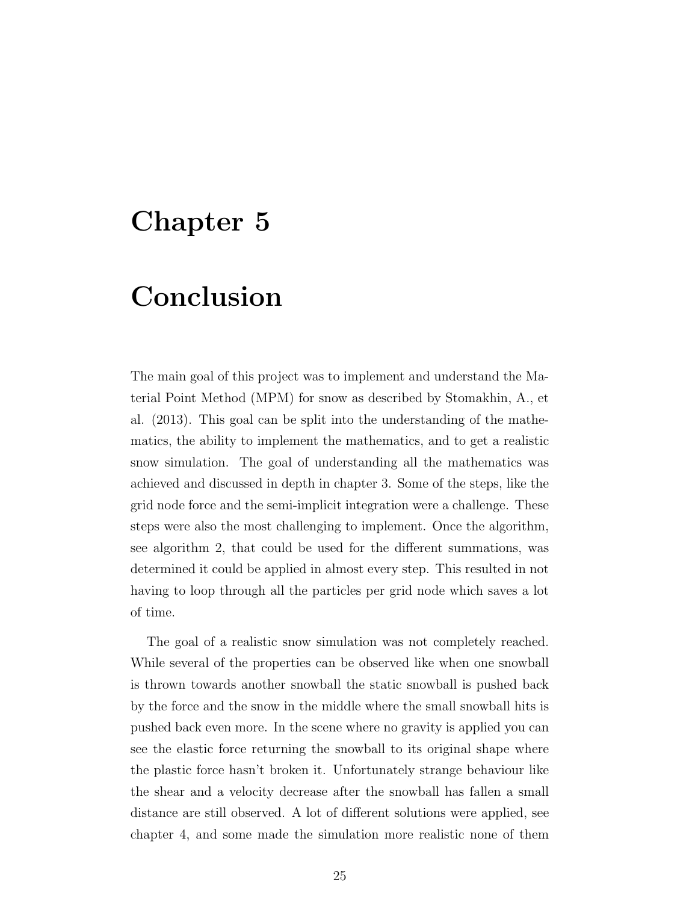# Chapter 5

# Conclusion

The main goal of this project was to implement and understand the Material Point Method (MPM) for snow as described by Stomakhin, A., et al. (2013). This goal can be split into the understanding of the mathematics, the ability to implement the mathematics, and to get a realistic snow simulation. The goal of understanding all the mathematics was achieved and discussed in depth in chapter 3. Some of the steps, like the grid node force and the semi-implicit integration were a challenge. These steps were also the most challenging to implement. Once the algorithm, see algorithm 2, that could be used for the different summations, was determined it could be applied in almost every step. This resulted in not having to loop through all the particles per grid node which saves a lot of time.

The goal of a realistic snow simulation was not completely reached. While several of the properties can be observed like when one snowball is thrown towards another snowball the static snowball is pushed back by the force and the snow in the middle where the small snowball hits is pushed back even more. In the scene where no gravity is applied you can see the elastic force returning the snowball to its original shape where the plastic force hasn't broken it. Unfortunately strange behaviour like the shear and a velocity decrease after the snowball has fallen a small distance are still observed. A lot of different solutions were applied, see chapter 4, and some made the simulation more realistic none of them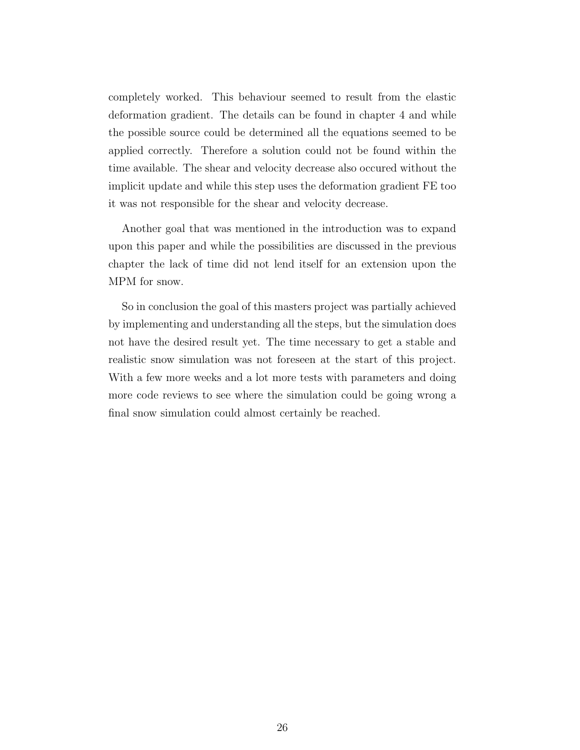completely worked. This behaviour seemed to result from the elastic deformation gradient. The details can be found in chapter 4 and while the possible source could be determined all the equations seemed to be applied correctly. Therefore a solution could not be found within the time available. The shear and velocity decrease also occured without the implicit update and while this step uses the deformation gradient FE too it was not responsible for the shear and velocity decrease.

Another goal that was mentioned in the introduction was to expand upon this paper and while the possibilities are discussed in the previous chapter the lack of time did not lend itself for an extension upon the MPM for snow.

So in conclusion the goal of this masters project was partially achieved by implementing and understanding all the steps, but the simulation does not have the desired result yet. The time necessary to get a stable and realistic snow simulation was not foreseen at the start of this project. With a few more weeks and a lot more tests with parameters and doing more code reviews to see where the simulation could be going wrong a final snow simulation could almost certainly be reached.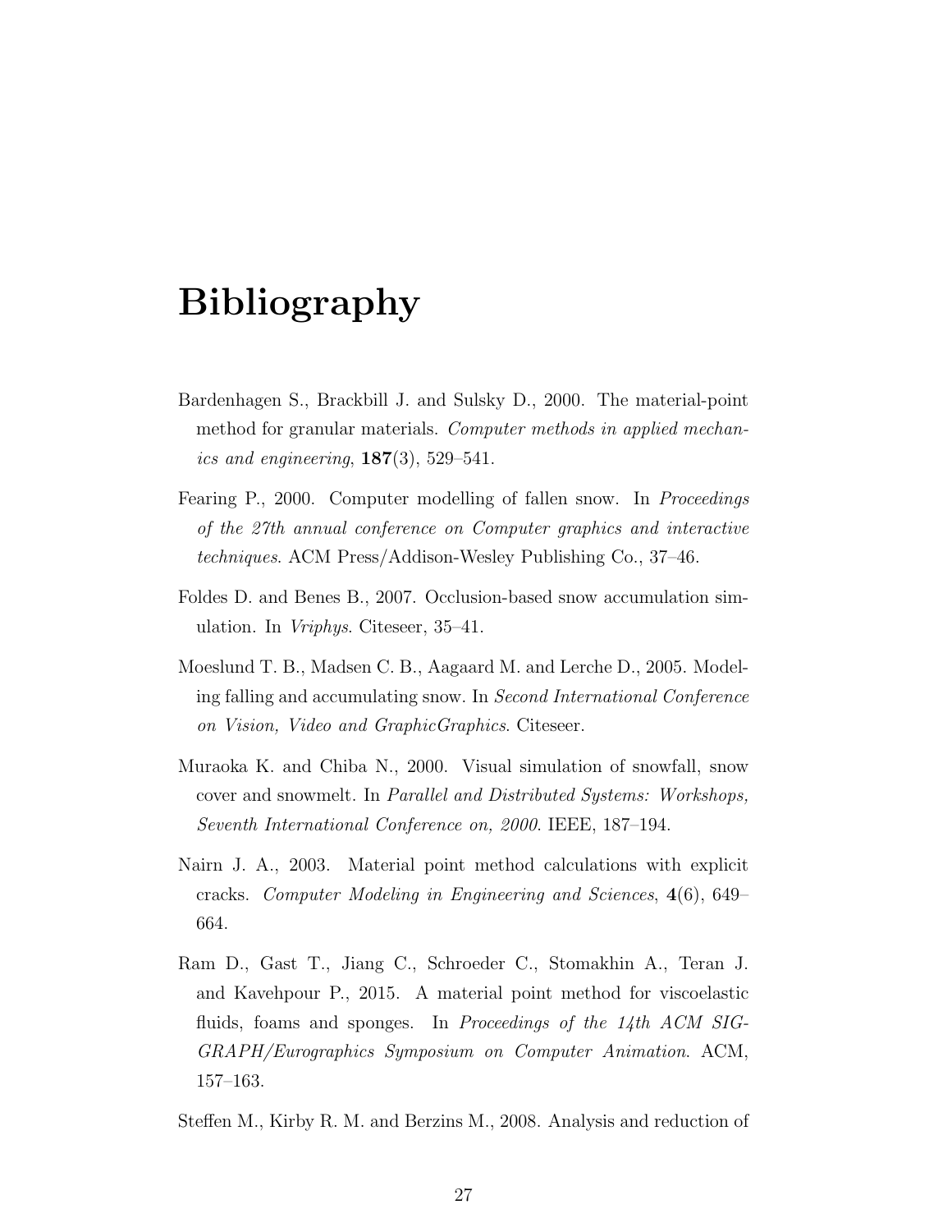# Bibliography

Bardenhagen S., Brackbill J. and Sulsky D., 2000. The material-point method for granular materials. *Computer methods in applied mechanics and engineering*, **187**(3), 529–541.

Fearing P., 2000. Computer modelling of fallen snow. In *Proceedings of the 27th annual conference on Computer graphics and interactive techniques*. ACM Press/Addison-Wesley Publishing Co., 37–46.

Foldes D. and Benes B., 2007. Occlusion-based snow accumulation simulation. In *Vriphys*. Citeseer, 35–41.

Moeslund T. B., Madsen C. B., Aagaard M. and Lerche D., 2005. Modeling falling and accumulating snow. In *Second International Conference on Vision, Video and GraphicGraphics*. Citeseer.

Muraoka K. and Chiba N., 2000. Visual simulation of snowfall, snow cover and snowmelt. In *Parallel and Distributed Systems: Workshops, Seventh International Conference on, 2000*. IEEE, 187–194.

Nairn J. A., 2003. Material point method calculations with explicit cracks. *Computer Modeling in Engineering and Sciences*, **4**(6), 649–664.

Ram D., Gast T., Jiang C., Schroeder C., Stomakhin A., Teran J. and Kavehpour P., 2015. A material point method for viscoelastic fluids, foams and sponges. In *Proceedings of the 14th ACM SIGGRAPH/Eurographics Symposium on Computer Animation*. ACM, 157–163.

Steffen M., Kirby R. M. and Berzins M., 2008. Analysis and reduction of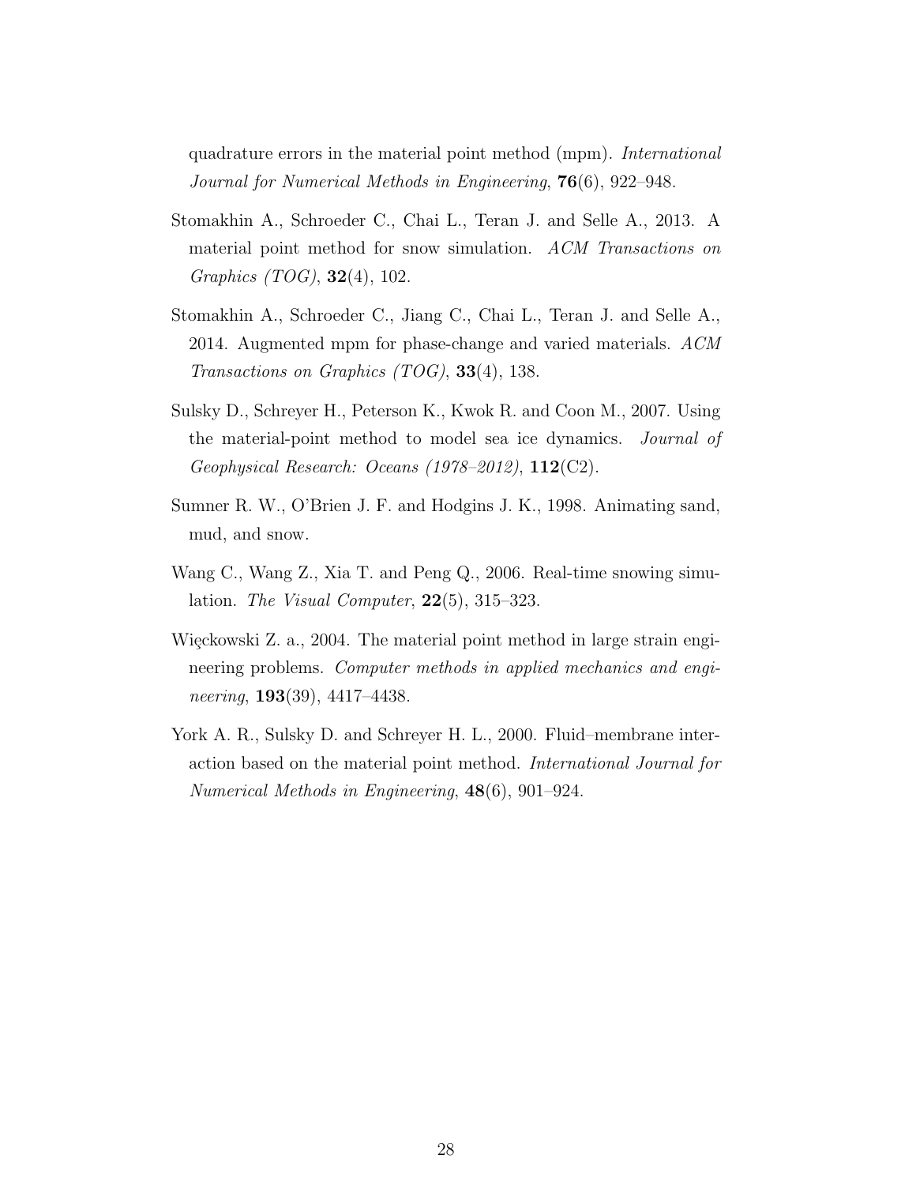quadrature errors in the material point method (mpm). *International Journal for Numerical Methods in Engineering*, **76**(6), 922–948.

Stomakhin A., Schroeder C., Chai L., Teran J. and Selle A., 2013. A material point method for snow simulation. *ACM Transactions on Graphics (TOG)*, **32**(4), 102.

Stomakhin A., Schroeder C., Jiang C., Chai L., Teran J. and Selle A., 2014. Augmented mpm for phase-change and varied materials. *ACM Transactions on Graphics (TOG)*, **33**(4), 138.

Sulsky D., Schreyer H., Peterson K., Kwok R. and Coon M., 2007. Using the material-point method to model sea ice dynamics. *Journal of Geophysical Research: Oceans (1978–2012)*, **112**(C2).

Sumner R. W., O'Brien J. F. and Hodgins J. K., 1998. Animating sand, mud, and snow.

Wang C., Wang Z., Xia T. and Peng Q., 2006. Real-time snowing simulation. *The Visual Computer*, **22**(5), 315–323.

Więckowski Z. a., 2004. The material point method in large strain engineering problems. *Computer methods in applied mechanics and engineering*, **193**(39), 4417–4438.

York A. R., Sulsky D. and Schreyer H. L., 2000. Fluid–membrane interaction based on the material point method. *International Journal for Numerical Methods in Engineering*, **48**(6), 901–924.